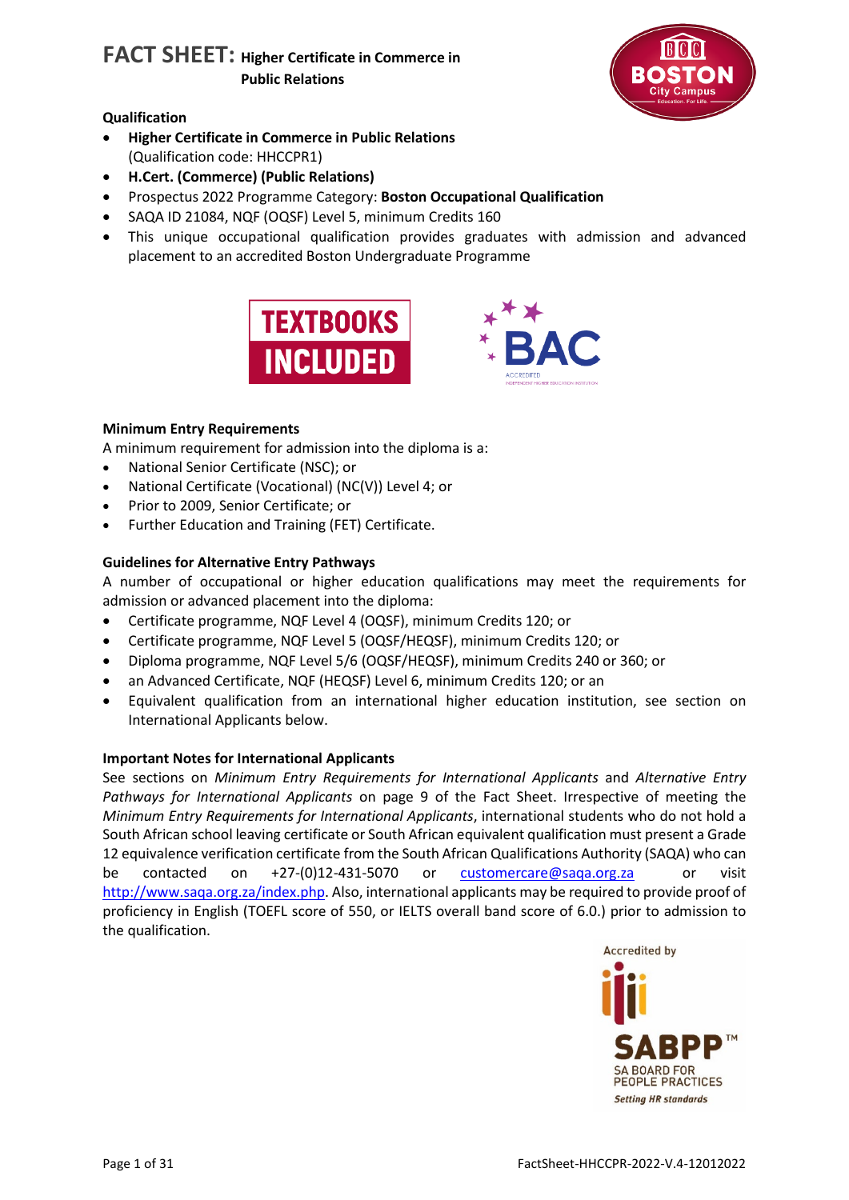# FACT SHEET: Higher Certificate in Commerce in Public Relations

**Qualification**

- **Higher Certificate in Commerce in Public Relations** (Qualification code: HHCCPR1)
- **H.Cert. (Commerce) (Public Relations)**
- Prospectus 2022 Programme Category: **Boston Occupational Qualification**
- SAQA ID 21084, NQF (OQSF) Level 5, minimum Credits 160
- This unique occupational qualification provides graduates with admission and advanced placement to an accredited Boston Undergraduate Programme

**Minimum Entry Requirements**

A minimum requirement for admission into the diploma is a:

- National Senior Certificate (NSC); or
- National Certificate (Vocational) (NC(V)) Level 4; or
- Prior to 2009, Senior Certificate; or
- Further Education and Training (FET) Certificate.

**Guidelines for Alternative Entry Pathways**

A number of occupational or higher education qualifications may meet the requirements for admission or advanced placement into the diploma:

- Certificate programme, NQF Level 4 (OQSF), minimum Credits 120; or
- Certificate programme, NQF Level 5 (OQSF/HEQSF), minimum Credits 120; or
- Diploma programme, NQF Level 5/6 (OQSF/HEQSF), minimum Credits 240 or 360; or
- an Advanced Certificate, NQF (HEQSF) Level 6, minimum Credits 120; or an
- Equivalent qualification from an international higher education institution, see section on International Applicants below.

**Important Notes for International Applicants**

See sections on *Minimum Entry Requirements for International Applicants* and *Alternative Entry Pathways for International Applicants* on page 9 of the Fact Sheet. Irrespective of meeting the *Minimum Entry Requirements for International Applicants*, international students who do not hold a South African school leaving certificate or South African equivalent qualification must present a Grade 12 equivalence verification certificate from the South African Qualifications Authority (SAQA) who can be contacted on +27-(0)12-431-5070 or customercare@saqa.org.za or visit http://www.saqa.org.za/index.php. Also, international applicants may be required to provide proof of proficiency in English (TOEFL score of 550, or IELTS overall band score of 6.0.) prior to admission to the qualification.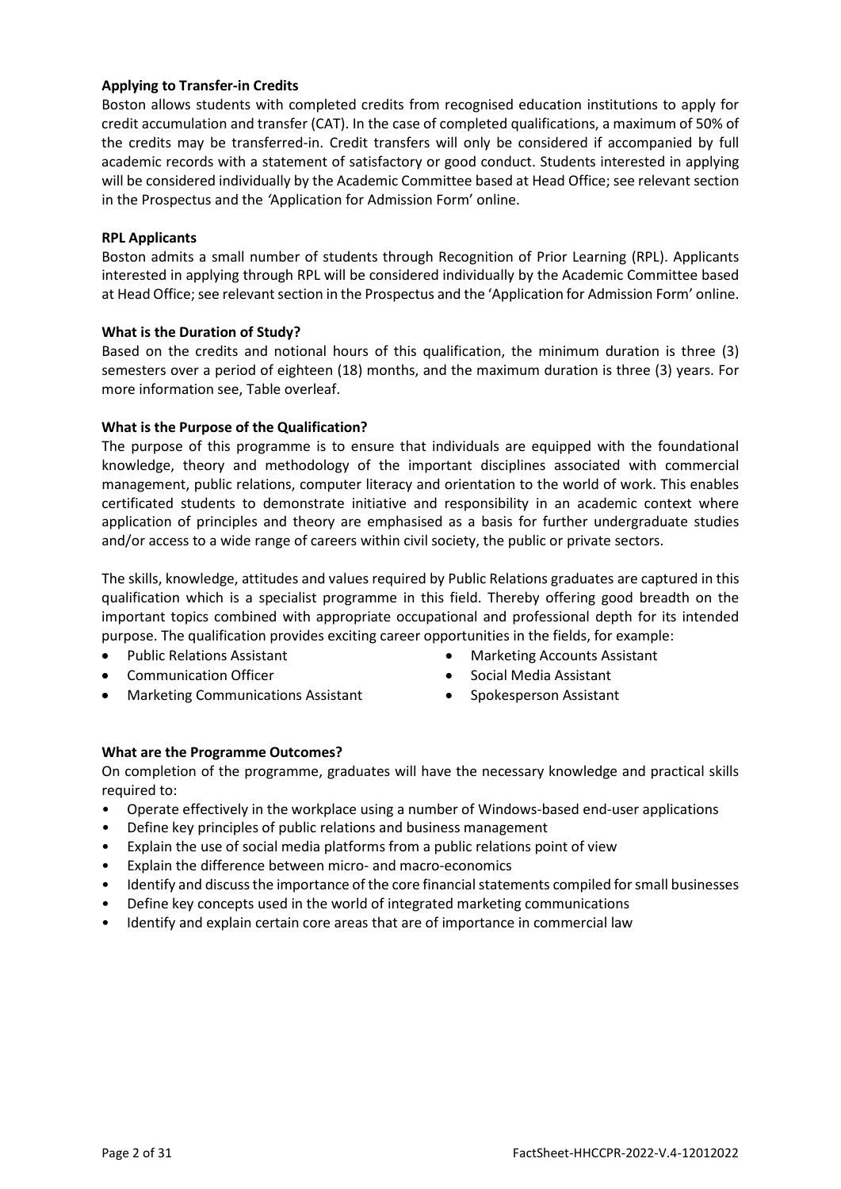**Applying to Transfer-in Credits**

Boston allows students with completed credits from recognised education institutions to apply for credit accumulation and transfer (CAT). In the case of completed qualifications, a maximum of 50% of the credits may be transferred-in. Credit transfers will only be considered if accompanied by full academic records with a statement of satisfactory or good conduct. Students interested in applying will be considered individually by the Academic Committee based at Head Office; see relevant section in the Prospectus and the *'*Application for Admission Form' online.

**RPL Applicants**

Boston admits a small number of students through Recognition of Prior Learning (RPL). Applicants interested in applying through RPL will be considered individually by the Academic Committee based at Head Office; see relevant section in the Prospectus and the 'Application for Admission Form' online.

**What is the Duration of Study?**

Based on the credits and notional hours of this qualification, the minimum duration is three (3) semesters over a period of eighteen (18) months, and the maximum duration is three (3) years. For more information see, Table overleaf.

**What is the Purpose of the Qualification?**

The purpose of this programme is to ensure that individuals are equipped with the foundational knowledge, theory and methodology of the important disciplines associated with commercial management, public relations, computer literacy and orientation to the world of work. This enables certificated students to demonstrate initiative and responsibility in an academic context where application of principles and theory are emphasised as a basis for further undergraduate studies and/or access to a wide range of careers within civil society, the public or private sectors.

The skills, knowledge, attitudes and values required by Public Relations graduates are captured in this qualification which is a specialist programme in this field. Thereby offering good breadth on the important topics combined with appropriate occupational and professional depth for its intended purpose. The qualification provides exciting career opportunities in the fields, for example:

- Public Relations Assistant
- Communication Officer
- Marketing Communications Assistant
- Marketing Accounts Assistant
- Social Media Assistant
- Spokesperson Assistant

**What are the Programme Outcomes?**

On completion of the programme, graduates will have the necessary knowledge and practical skills required to:

- Operate effectively in the workplace using a number of Windows-based end-user applications
- Define key principles of public relations and business management
- Explain the use of social media platforms from a public relations point of view
- Explain the difference between micro- and macro-economics
- Identify and discuss the importance of the core financial statements compiled for small businesses
- Define key concepts used in the world of integrated marketing communications
- Identify and explain certain core areas that are of importance in commercial law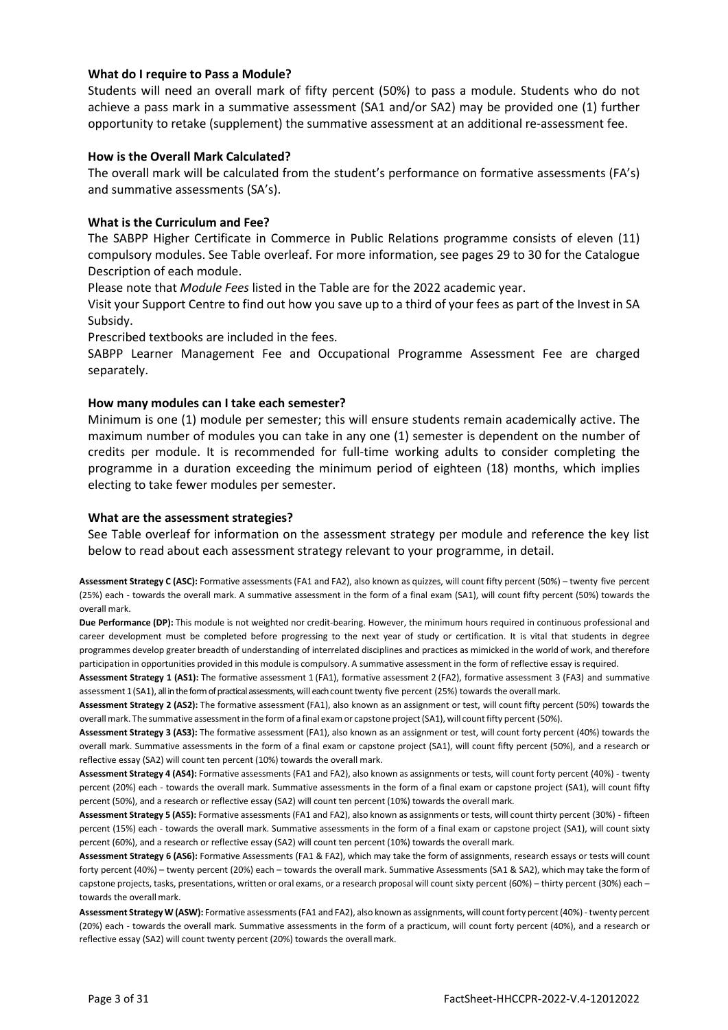### What do I require to Pass a Module?

Students will need an overall mark of fifty percent (50%) to pass a module. Students who do not achieve a pass mark in a summative assessment (SA1 and/or SA2) may be provided one (1) further opportunity to retake (supplement) the summative assessment at an additional re-assessment fee.

### How is the Overall Mark Calculated?

The overall mark will be calculated from the student's performance on formative assessments (FA's) and summative assessments (SA's).

### What is the Curriculum and Fee?

The SABPP Higher Certificate in Commerce in Public Relations programme consists of eleven (11) compulsory modules. See Table overleaf. For more information, see pages 29 to 30 for the Catalogue Description of each module.

Please note that *Module Fees* listed in the Table are for the 2022 academic year.

Visit your Support Centre to find out how you save up to a third of your fees as part of the Invest in SA Subsidy.

Prescribed textbooks are included in the fees.

SABPP Learner Management Fee and Occupational Programme Assessment Fee are charged separately.

### How many modules can I take each semester?

Minimum is one (1) module per semester; this will ensure students remain academically active. The maximum number of modules you can take in any one (1) semester is dependent on the number of credits per module. It is recommended for full-time working adults to consider completing the programme in a duration exceeding the minimum period of eighteen (18) months, which implies electing to take fewer modules per semester.

### What are the assessment strategies?

See Table overleaf for information on the assessment strategy per module and reference the key list below to read about each assessment strategy relevant to your programme, in detail.

**Assessment Strategy C (ASC):** Formative assessments (FA1 and FA2), also known as quizzes, will count fifty percent (50%) – twenty five percent (25%) each - towards the overall mark. A summative assessment in the form of a final exam (SA1), will count fifty percent (50%) towards the overall mark.

**Due Performance (DP):** This module is not weighted nor credit-bearing. However, the minimum hours required in continuous professional and career development must be completed before progressing to the next year of study or certification. It is vital that students in degree programmes develop greater breadth of understanding of interrelated disciplines and practices as mimicked in the world of work, and therefore participation in opportunities provided in this module is compulsory. A summative assessment in the form of reflective essay is required.

**Assessment Strategy 1 (AS1):** The formative assessment 1 (FA1), formative assessment 2 (FA2), formative assessment 3 (FA3) and summative assessment 1 (SA1), all in the form of practical assessments, will each count twenty five percent (25%) towards the overall mark.

**Assessment Strategy 2 (AS2):** The formative assessment (FA1), also known as an assignment or test, will count fifty percent (50%) towards the overall mark. The summative assessment in the form of a final exam or capstone project (SA1), will count fifty percent (50%).

**Assessment Strategy 3 (AS3):** The formative assessment (FA1), also known as an assignment or test, will count forty percent (40%) towards the overall mark. Summative assessments in the form of a final exam or capstone project (SA1), will count fifty percent (50%), and a research or reflective essay (SA2) will count ten percent (10%) towards the overall mark.

**Assessment Strategy 4 (AS4):** Formative assessments (FA1 and FA2), also known as assignments or tests, will count forty percent (40%) - twenty percent (20%) each - towards the overall mark. Summative assessments in the form of a final exam or capstone project (SA1), will count fifty percent (50%), and a research or reflective essay (SA2) will count ten percent (10%) towards the overall mark.

**Assessment Strategy 5 (AS5):** Formative assessments (FA1 and FA2), also known as assignments or tests, will count thirty percent (30%) - fifteen percent (15%) each - towards the overall mark. Summative assessments in the form of a final exam or capstone project (SA1), will count sixty percent (60%), and a research or reflective essay (SA2) will count ten percent (10%) towards the overall mark.

**Assessment Strategy 6 (AS6):** Formative Assessments (FA1 & FA2), which may take the form of assignments, research essays or tests will count forty percent (40%) – twenty percent (20%) each – towards the overall mark. Summative Assessments (SA1 & SA2), which may take the form of capstone projects, tasks, presentations, written or oral exams, or a research proposal will count sixty percent (60%) – thirty percent (30%) each – towards the overall mark.

**Assessment Strategy W (ASW):** Formative assessments (FA1 and FA2), also known as assignments, will count forty percent (40%) - twenty percent (20%) each - towards the overall mark. Summative assessments in the form of a practicum, will count forty percent (40%), and a research or reflective essay (SA2) will count twenty percent (20%) towards the overall mark.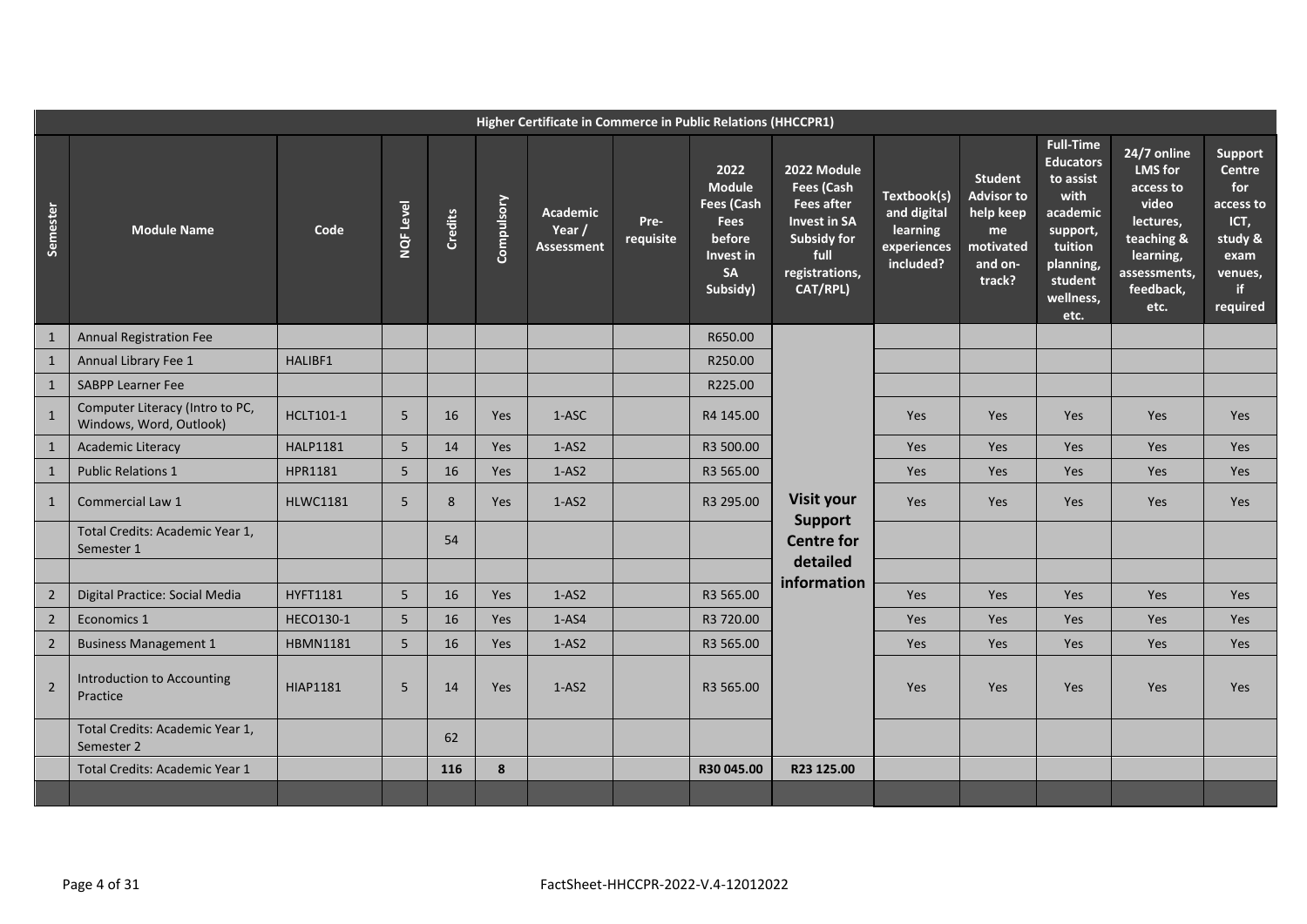| Higher Certificate in Commerce in Public Relations (HHCCPR1) | | | | | | | | | | | | | | |
|---|---|---|---|---|---|---|---|---|---|---|---|---|---|---|
| Semester | Module Name | Code | NQF Level | Credits | Compulsory | Academic Year / Assessment | Pre-requisite | 2022 Module Fees (Cash Fees before Invest in SA Subsidy) | 2022 Module Fees (Cash Fees after Invest in SA Subsidy for full registrations, CAT/RPL) | Textbook(s) and digital learning experiences included? | Student Advisor to help keep me motivated and on-track? | Full-Time Educators to assist with academic support, tuition planning, student wellness, etc. | 24/7 online LMS for access to video lectures, teaching & learning, assessments, feedback, etc. | Support Centre for access to ICT, study & exam venues, if required |
| 1 | Annual Registration Fee | | | | | | | R650.00 | Visit your Support Centre for detailed information | | | | | |
| 1 | Annual Library Fee 1 | HALIBF1 | | | | | | R250.00 | | | | | | |
| 1 | SABPP Learner Fee | | | | | | | R225.00 | | | | | | |
| 1 | Computer Literacy (Intro to PC, Windows, Word, Outlook) | HCLT101-1 | 5 | 16 | Yes | 1-ASC | | R4 145.00 | | Yes | Yes | Yes | Yes | Yes |
| 1 | Academic Literacy | HALP1181 | 5 | 14 | Yes | 1-AS2 | | R3 500.00 | | Yes | Yes | Yes | Yes | Yes |
| 1 | Public Relations 1 | HPR1181 | 5 | 16 | Yes | 1-AS2 | | R3 565.00 | | Yes | Yes | Yes | Yes | Yes |
| 1 | Commercial Law 1 | HLWC1181 | 5 | 8 | Yes | 1-AS2 | | R3 295.00 | | Yes | Yes | Yes | Yes | Yes |
| | Total Credits: Academic Year 1, Semester 1 | | | 54 | | | | | | | | | | |
| | | | | | | | | | | | | | | |
| 2 | Digital Practice: Social Media | HYFT1181 | 5 | 16 | Yes | 1-AS2 | | R3 565.00 | | Yes | Yes | Yes | Yes | Yes |
| 2 | Economics 1 | HECO130-1 | 5 | 16 | Yes | 1-AS4 | | R3 720.00 | | Yes | Yes | Yes | Yes | Yes |
| 2 | Business Management 1 | HBMN1181 | 5 | 16 | Yes | 1-AS2 | | R3 565.00 | | Yes | Yes | Yes | Yes | Yes |
| 2 | Introduction to Accounting Practice | HIAP1181 | 5 | 14 | Yes | 1-AS2 | | R3 565.00 | | Yes | Yes | Yes | Yes | Yes |
| | Total Credits: Academic Year 1, Semester 2 | | | 62 | | | | | | | | | | |
| | Total Credits: Academic Year 1 | | | **116** | **8** | | | **R30 045.00** | **R23 125.00** | | | | | |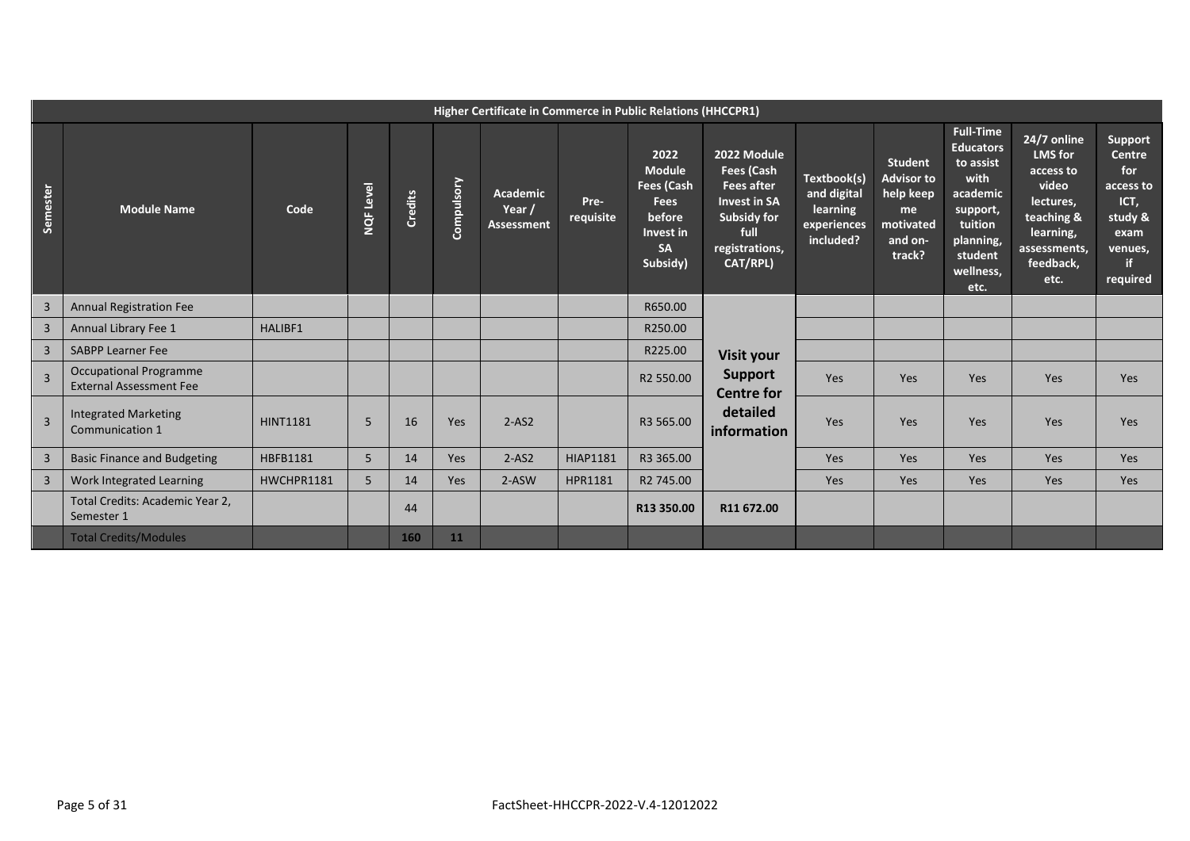| Higher Certificate in Commerce in Public Relations (HHCCPR1) | | | | | | | | | | | | | | |
|---|---|---|---|---|---|---|---|---|---|---|---|---|---|---|
| Semester | Module Name | Code | NQF Level | Credits | Compulsory | Academic Year / Assessment | Pre-requisite | 2022 Module Fees (Cash Fees before Invest in SA Subsidy) | 2022 Module Fees (Cash Fees after Invest in SA Subsidy for full registrations, CAT/RPL) | Textbook(s) and digital learning experiences included? | Student Advisor to help keep me motivated and on-track? | Full-Time Educators to assist with academic support, tuition planning, student wellness, etc. | 24/7 online LMS for access to video lectures, teaching & learning, assessments, feedback, etc. | Support Centre for access to ICT, study & exam venues, if required |
| 3 | Annual Registration Fee | | | | | | | R650.00 | Visit your Support Centre for detailed information | | | | | |
| 3 | Annual Library Fee 1 | HALIBF1 | | | | | | R250.00 | | | | | | |
| 3 | SABPP Learner Fee | | | | | | | R225.00 | | | | | | |
| 3 | Occupational Programme External Assessment Fee | | | | | | | R2 550.00 | | Yes | Yes | Yes | Yes | Yes |
| 3 | Integrated Marketing Communication 1 | HINT1181 | 5 | 16 | Yes | 2-AS2 | | R3 565.00 | | Yes | Yes | Yes | Yes | Yes |
| 3 | Basic Finance and Budgeting | HBFB1181 | 5 | 14 | Yes | 2-AS2 | HIAP1181 | R3 365.00 | | Yes | Yes | Yes | Yes | Yes |
| 3 | Work Integrated Learning | HWCHPR1181 | 5 | 14 | Yes | 2-ASW | HPR1181 | R2 745.00 | | Yes | Yes | Yes | Yes | Yes |
| | Total Credits: Academic Year 2, Semester 1 | | | 44 | | | | **R13 350.00** | **R11 672.00** | | | | | |
| | Total Credits/Modules | | | **160** | **11** | | | | | | | | | |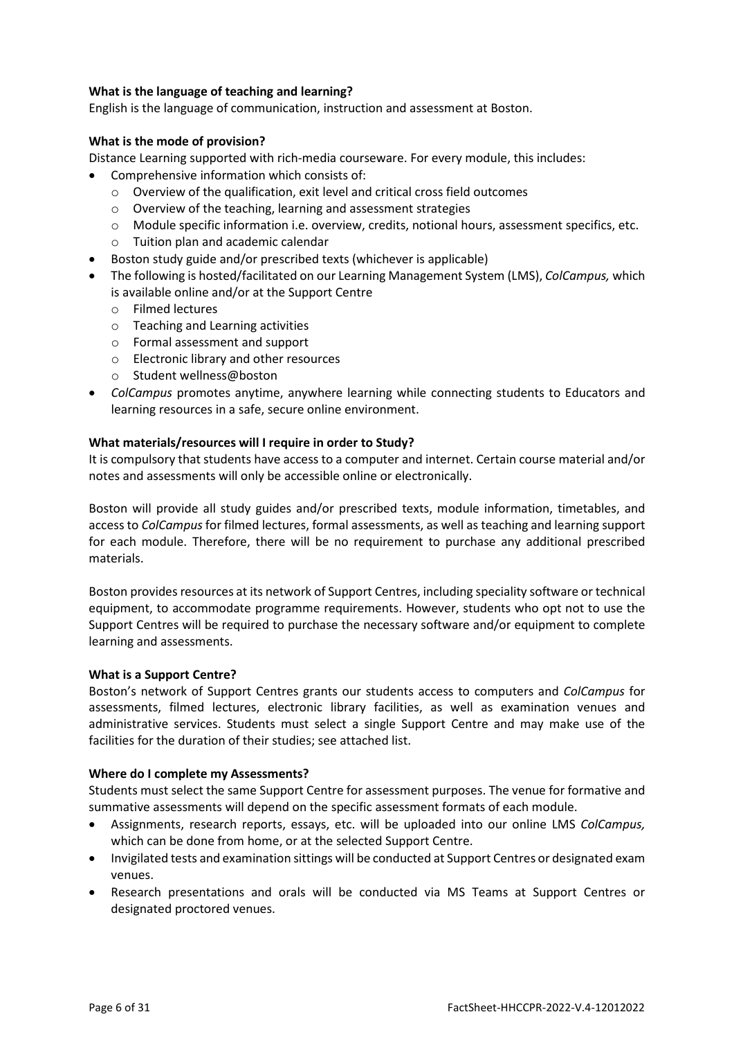**What is the language of teaching and learning?**

English is the language of communication, instruction and assessment at Boston.

**What is the mode of provision?**

Distance Learning supported with rich-media courseware. For every module, this includes:

- Comprehensive information which consists of:
  - Overview of the qualification, exit level and critical cross field outcomes
  - Overview of the teaching, learning and assessment strategies
  - Module specific information i.e. overview, credits, notional hours, assessment specifics, etc.
  - Tuition plan and academic calendar
- Boston study guide and/or prescribed texts (whichever is applicable)
- The following is hosted/facilitated on our Learning Management System (LMS), *ColCampus,* which is available online and/or at the Support Centre
  - Filmed lectures
  - Teaching and Learning activities
  - Formal assessment and support
  - Electronic library and other resources
  - Student wellness@boston
- *ColCampus* promotes anytime, anywhere learning while connecting students to Educators and learning resources in a safe, secure online environment.

**What materials/resources will I require in order to Study?**

It is compulsory that students have access to a computer and internet. Certain course material and/or notes and assessments will only be accessible online or electronically.

Boston will provide all study guides and/or prescribed texts, module information, timetables, and access to *ColCampus* for filmed lectures, formal assessments, as well as teaching and learning support for each module. Therefore, there will be no requirement to purchase any additional prescribed materials.

Boston provides resources at its network of Support Centres, including speciality software or technical equipment, to accommodate programme requirements. However, students who opt not to use the Support Centres will be required to purchase the necessary software and/or equipment to complete learning and assessments.

**What is a Support Centre?**

Boston's network of Support Centres grants our students access to computers and *ColCampus* for assessments, filmed lectures, electronic library facilities, as well as examination venues and administrative services. Students must select a single Support Centre and may make use of the facilities for the duration of their studies; see attached list.

**Where do I complete my Assessments?**

Students must select the same Support Centre for assessment purposes. The venue for formative and summative assessments will depend on the specific assessment formats of each module.

- Assignments, research reports, essays, etc. will be uploaded into our online LMS *ColCampus,* which can be done from home, or at the selected Support Centre.
- Invigilated tests and examination sittings will be conducted at Support Centres or designated exam venues.
- Research presentations and orals will be conducted via MS Teams at Support Centres or designated proctored venues.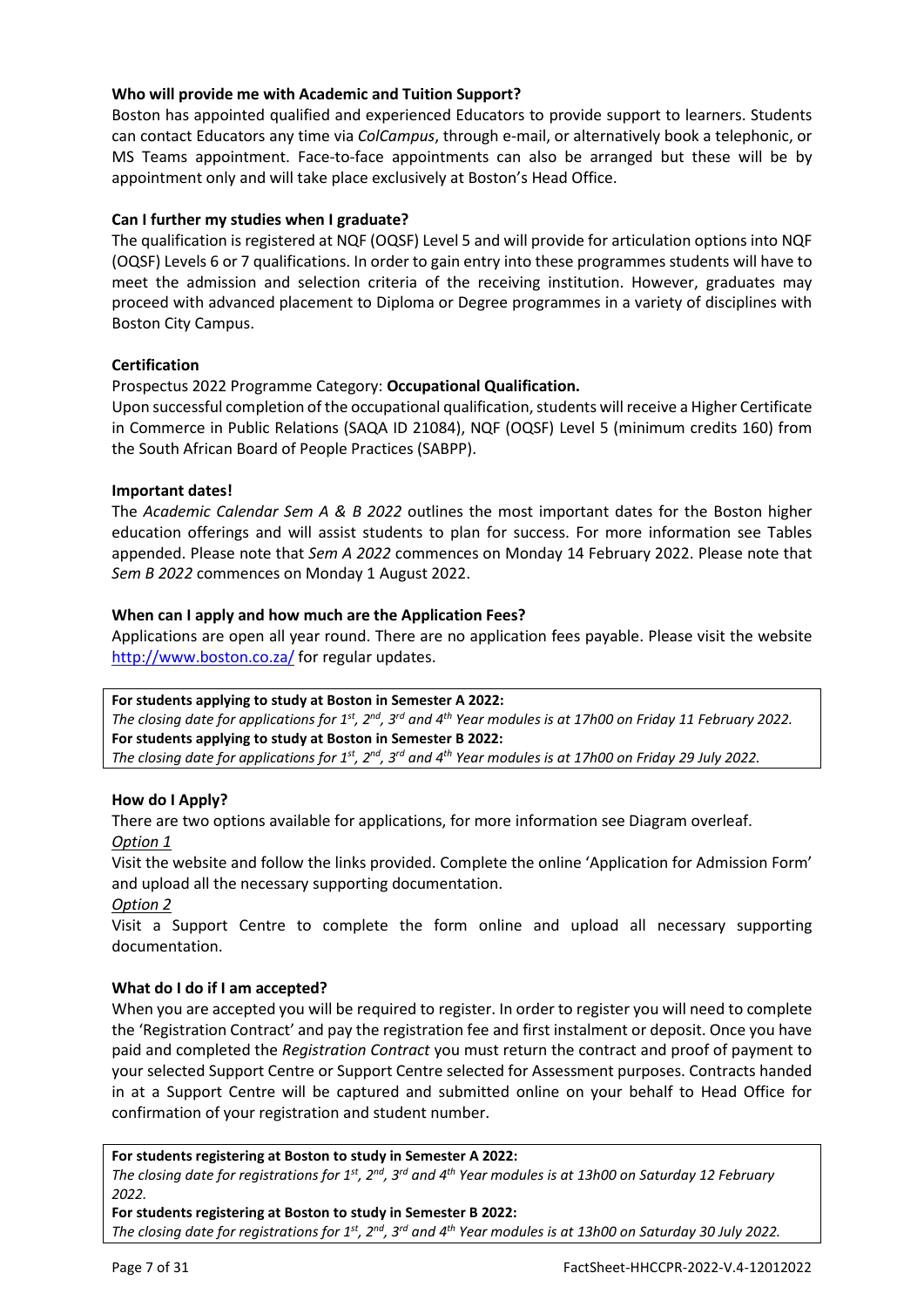**Who will provide me with Academic and Tuition Support?**

Boston has appointed qualified and experienced Educators to provide support to learners. Students can contact Educators any time via *ColCampus*, through e-mail, or alternatively book a telephonic, or MS Teams appointment. Face-to-face appointments can also be arranged but these will be by appointment only and will take place exclusively at Boston's Head Office.

**Can I further my studies when I graduate?**

The qualification is registered at NQF (OQSF) Level 5 and will provide for articulation options into NQF (OQSF) Levels 6 or 7 qualifications. In order to gain entry into these programmes students will have to meet the admission and selection criteria of the receiving institution. However, graduates may proceed with advanced placement to Diploma or Degree programmes in a variety of disciplines with Boston City Campus.

**Certification**

Prospectus 2022 Programme Category: **Occupational Qualification.**

Upon successful completion of the occupational qualification, students will receive a Higher Certificate in Commerce in Public Relations (SAQA ID 21084), NQF (OQSF) Level 5 (minimum credits 160) from the South African Board of People Practices (SABPP).

**Important dates!**

The *Academic Calendar Sem A & B 2022* outlines the most important dates for the Boston higher education offerings and will assist students to plan for success. For more information see Tables appended. Please note that *Sem A 2022* commences on Monday 14 February 2022. Please note that *Sem B 2022* commences on Monday 1 August 2022.

**When can I apply and how much are the Application Fees?**

Applications are open all year round. There are no application fees payable. Please visit the website http://www.boston.co.za/ for regular updates.

**For students applying to study at Boston in Semester A 2022:**
*The closing date for applications for 1st, 2nd, 3rd and 4th Year modules is at 17h00 on Friday 11 February 2022.*
**For students applying to study at Boston in Semester B 2022:**
*The closing date for applications for 1st, 2nd, 3rd and 4th Year modules is at 17h00 on Friday 29 July 2022.*

**How do I Apply?**

There are two options available for applications, for more information see Diagram overleaf.

*Option 1*

Visit the website and follow the links provided. Complete the online 'Application for Admission Form' and upload all the necessary supporting documentation.

*Option 2*

Visit a Support Centre to complete the form online and upload all necessary supporting documentation.

**What do I do if I am accepted?**

When you are accepted you will be required to register. In order to register you will need to complete the 'Registration Contract' and pay the registration fee and first instalment or deposit. Once you have paid and completed the *Registration Contract* you must return the contract and proof of payment to your selected Support Centre or Support Centre selected for Assessment purposes. Contracts handed in at a Support Centre will be captured and submitted online on your behalf to Head Office for confirmation of your registration and student number.

**For students registering at Boston to study in Semester A 2022:**
*The closing date for registrations for 1st, 2nd, 3rd and 4th Year modules is at 13h00 on Saturday 12 February 2022.*
**For students registering at Boston to study in Semester B 2022:**
*The closing date for registrations for 1st, 2nd, 3rd and 4th Year modules is at 13h00 on Saturday 30 July 2022.*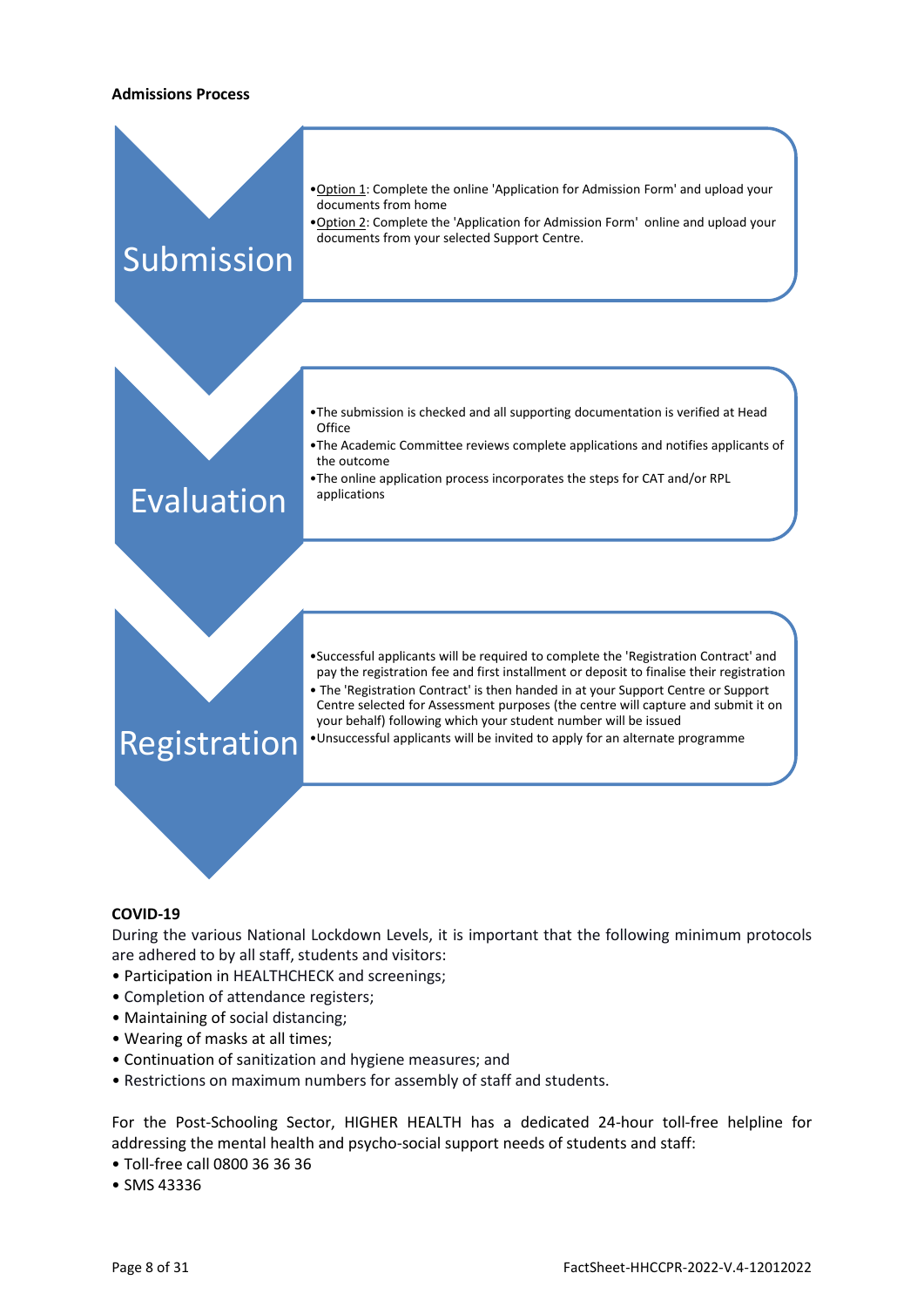**Admissions Process**

**Submission**

- Option 1: Complete the online 'Application for Admission Form' and upload your documents from home
- Option 2: Complete the 'Application for Admission Form' online and upload your documents from your selected Support Centre.

**Evaluation**

- The submission is checked and all supporting documentation is verified at Head Office
- The Academic Committee reviews complete applications and notifies applicants of the outcome
- The online application process incorporates the steps for CAT and/or RPL applications

**Registration**

- Successful applicants will be required to complete the 'Registration Contract' and pay the registration fee and first installment or deposit to finalise their registration
- The 'Registration Contract' is then handed in at your Support Centre or Support Centre selected for Assessment purposes (the centre will capture and submit it on your behalf) following which your student number will be issued
- Unsuccessful applicants will be invited to apply for an alternate programme

**COVID-19**

During the various National Lockdown Levels, it is important that the following minimum protocols are adhered to by all staff, students and visitors:

- Participation in HEALTHCHECK and screenings;
- Completion of attendance registers;
- Maintaining of social distancing;
- Wearing of masks at all times;
- Continuation of sanitization and hygiene measures; and
- Restrictions on maximum numbers for assembly of staff and students.

For the Post-Schooling Sector, HIGHER HEALTH has a dedicated 24-hour toll-free helpline for addressing the mental health and psycho-social support needs of students and staff:

- Toll-free call 0800 36 36 36
- SMS 43336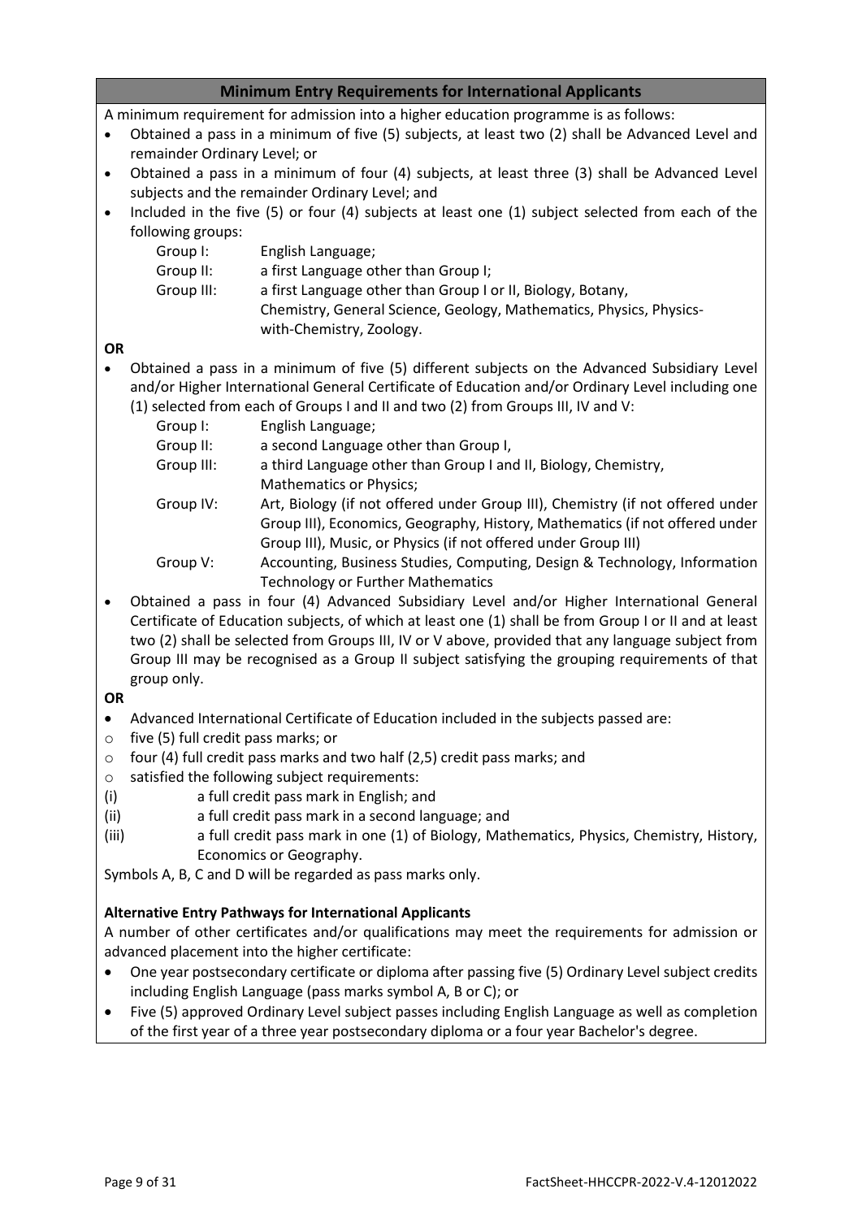## Minimum Entry Requirements for International Applicants

A minimum requirement for admission into a higher education programme is as follows:

- Obtained a pass in a minimum of five (5) subjects, at least two (2) shall be Advanced Level and remainder Ordinary Level; or
- Obtained a pass in a minimum of four (4) subjects, at least three (3) shall be Advanced Level subjects and the remainder Ordinary Level; and
- Included in the five (5) or four (4) subjects at least one (1) subject selected from each of the following groups:
  - Group I: English Language;
  - Group II: a first Language other than Group I;
  - Group III: a first Language other than Group I or II, Biology, Botany, Chemistry, General Science, Geology, Mathematics, Physics, Physics-with-Chemistry, Zoology.

**OR**

- Obtained a pass in a minimum of five (5) different subjects on the Advanced Subsidiary Level and/or Higher International General Certificate of Education and/or Ordinary Level including one (1) selected from each of Groups I and II and two (2) from Groups III, IV and V:
  - Group I: English Language;
  - Group II: a second Language other than Group I,
  - Group III: a third Language other than Group I and II, Biology, Chemistry, Mathematics or Physics;
  - Group IV: Art, Biology (if not offered under Group III), Chemistry (if not offered under Group III), Economics, Geography, History, Mathematics (if not offered under Group III), Music, or Physics (if not offered under Group III)
  - Group V: Accounting, Business Studies, Computing, Design & Technology, Information Technology or Further Mathematics
- Obtained a pass in four (4) Advanced Subsidiary Level and/or Higher International General Certificate of Education subjects, of which at least one (1) shall be from Group I or II and at least two (2) shall be selected from Groups III, IV or V above, provided that any language subject from Group III may be recognised as a Group II subject satisfying the grouping requirements of that group only.

**OR**

- Advanced International Certificate of Education included in the subjects passed are:
  - five (5) full credit pass marks; or
  - four (4) full credit pass marks and two half (2,5) credit pass marks; and
  - satisfied the following subject requirements:

(i) a full credit pass mark in English; and
(ii) a full credit pass mark in a second language; and
(iii) a full credit pass mark in one (1) of Biology, Mathematics, Physics, Chemistry, History, Economics or Geography.

Symbols A, B, C and D will be regarded as pass marks only.

**Alternative Entry Pathways for International Applicants**

A number of other certificates and/or qualifications may meet the requirements for admission or advanced placement into the higher certificate:

- One year postsecondary certificate or diploma after passing five (5) Ordinary Level subject credits including English Language (pass marks symbol A, B or C); or
- Five (5) approved Ordinary Level subject passes including English Language as well as completion of the first year of a three year postsecondary diploma or a four year Bachelor's degree.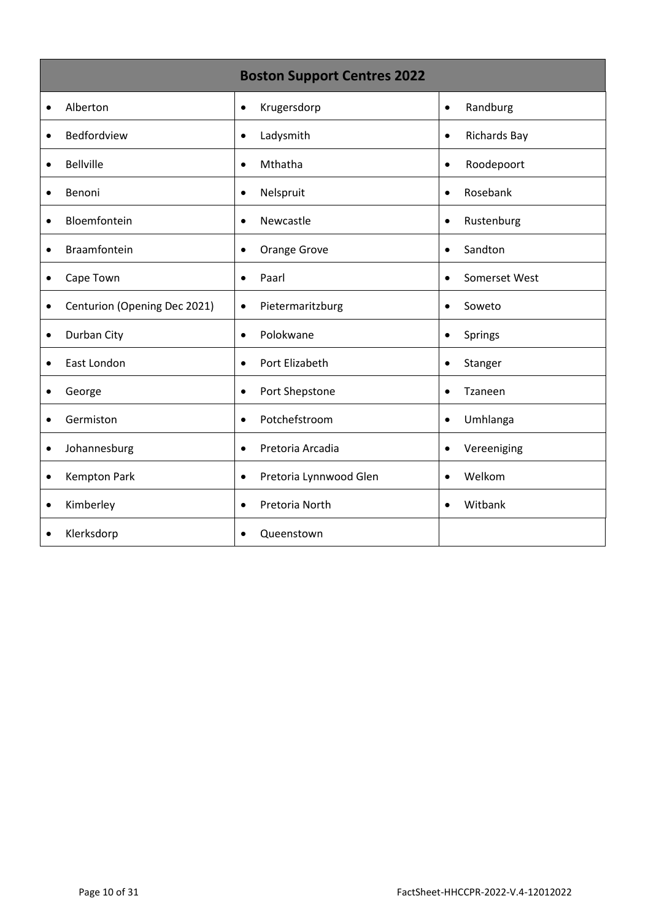| Boston Support Centres 2022 | | |
|---|---|---|
| • Alberton | • Krugersdorp | • Randburg |
| • Bedfordview | • Ladysmith | • Richards Bay |
| • Bellville | • Mthatha | • Roodepoort |
| • Benoni | • Nelspruit | • Rosebank |
| • Bloemfontein | • Newcastle | • Rustenburg |
| • Braamfontein | • Orange Grove | • Sandton |
| • Cape Town | • Paarl | • Somerset West |
| • Centurion (Opening Dec 2021) | • Pietermaritzburg | • Soweto |
| • Durban City | • Polokwane | • Springs |
| • East London | • Port Elizabeth | • Stanger |
| • George | • Port Shepstone | • Tzaneen |
| • Germiston | • Potchefstroom | • Umhlanga |
| • Johannesburg | • Pretoria Arcadia | • Vereeniging |
| • Kempton Park | • Pretoria Lynnwood Glen | • Welkom |
| • Kimberley | • Pretoria North | • Witbank |
| • Klerksdorp | • Queenstown | |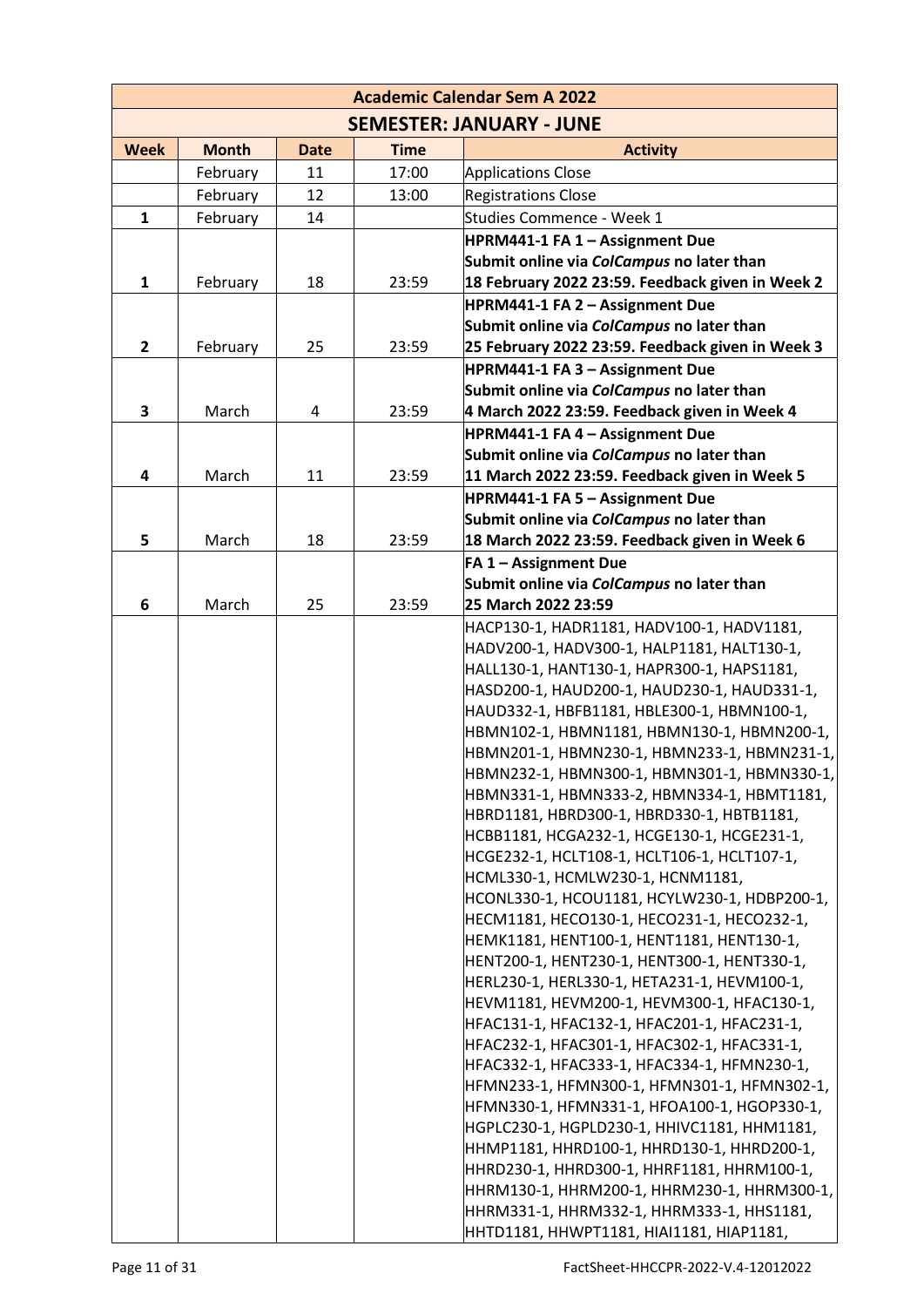| Academic Calendar Sem A 2022 | | | | |
|---|---|---|---|---|
| **SEMESTER: JANUARY - JUNE** | | | | |
| **Week** | **Month** | **Date** | **Time** | **Activity** |
| | February | 11 | 17:00 | Applications Close |
| | February | 12 | 13:00 | Registrations Close |
| **1** | February | 14 | | Studies Commence - Week 1 |
| **1** | February | 18 | 23:59 | **HPRM441-1 FA 1 – Assignment Due Submit online via *ColCampus* no later than 18 February 2022 23:59. Feedback given in Week 2** |
| **2** | February | 25 | 23:59 | **HPRM441-1 FA 2 – Assignment Due Submit online via *ColCampus* no later than 25 February 2022 23:59. Feedback given in Week 3** |
| **3** | March | 4 | 23:59 | **HPRM441-1 FA 3 – Assignment Due Submit online via *ColCampus* no later than 4 March 2022 23:59. Feedback given in Week 4** |
| **4** | March | 11 | 23:59 | **HPRM441-1 FA 4 – Assignment Due Submit online via *ColCampus* no later than 11 March 2022 23:59. Feedback given in Week 5** |
| **5** | March | 18 | 23:59 | **HPRM441-1 FA 5 – Assignment Due Submit online via *ColCampus* no later than 18 March 2022 23:59. Feedback given in Week 6** |
| **6** | March | 25 | 23:59 | **FA 1 – Assignment Due Submit online via *ColCampus* no later than 25 March 2022 23:59** |
| | | | | HACP130-1, HADR1181, HADV100-1, HADV1181, HADV200-1, HADV300-1, HALP1181, HALT130-1, HALL130-1, HANT130-1, HAPR300-1, HAPS1181, HASD200-1, HAUD200-1, HAUD230-1, HAUD331-1, HAUD332-1, HBFB1181, HBLE300-1, HBMN100-1, HBMN102-1, HBMN1181, HBMN130-1, HBMN200-1, HBMN201-1, HBMN230-1, HBMN233-1, HBMN231-1, HBMN232-1, HBMN300-1, HBMN301-1, HBMN330-1, HBMN331-1, HBMN333-2, HBMN334-1, HBMT1181, HBRD1181, HBRD300-1, HBRD330-1, HBTB1181, HCBB1181, HCGA232-1, HCGE130-1, HCGE231-1, HCGE232-1, HCLT108-1, HCLT106-1, HCLT107-1, HCML330-1, HCMLW230-1, HCNM1181, HCONL330-1, HCOU1181, HCYLW230-1, HDBP200-1, HECM1181, HECO130-1, HECO231-1, HECO232-1, HEMK1181, HENT100-1, HENT1181, HENT130-1, HENT200-1, HENT230-1, HENT300-1, HENT330-1, HERL230-1, HERL330-1, HETA231-1, HEVM100-1, HEVM1181, HEVM200-1, HEVM300-1, HFAC130-1, HFAC131-1, HFAC132-1, HFAC201-1, HFAC231-1, HFAC232-1, HFAC301-1, HFAC302-1, HFAC331-1, HFAC332-1, HFAC333-1, HFAC334-1, HFMN230-1, HFMN233-1, HFMN300-1, HFMN301-1, HFMN302-1, HFMN330-1, HFMN331-1, HFOA100-1, HGOP330-1, HGPLC230-1, HGPLD230-1, HHIVC1181, HHM1181, HHMP1181, HHRD100-1, HHRD130-1, HHRD200-1, HHRD230-1, HHRD300-1, HHRF1181, HHRM100-1, HHRM130-1, HHRM200-1, HHRM230-1, HHRM300-1, HHRM331-1, HHRM332-1, HHRM333-1, HHS1181, HHTD1181, HHWPT1181, HIAI1181, HIAP1181, |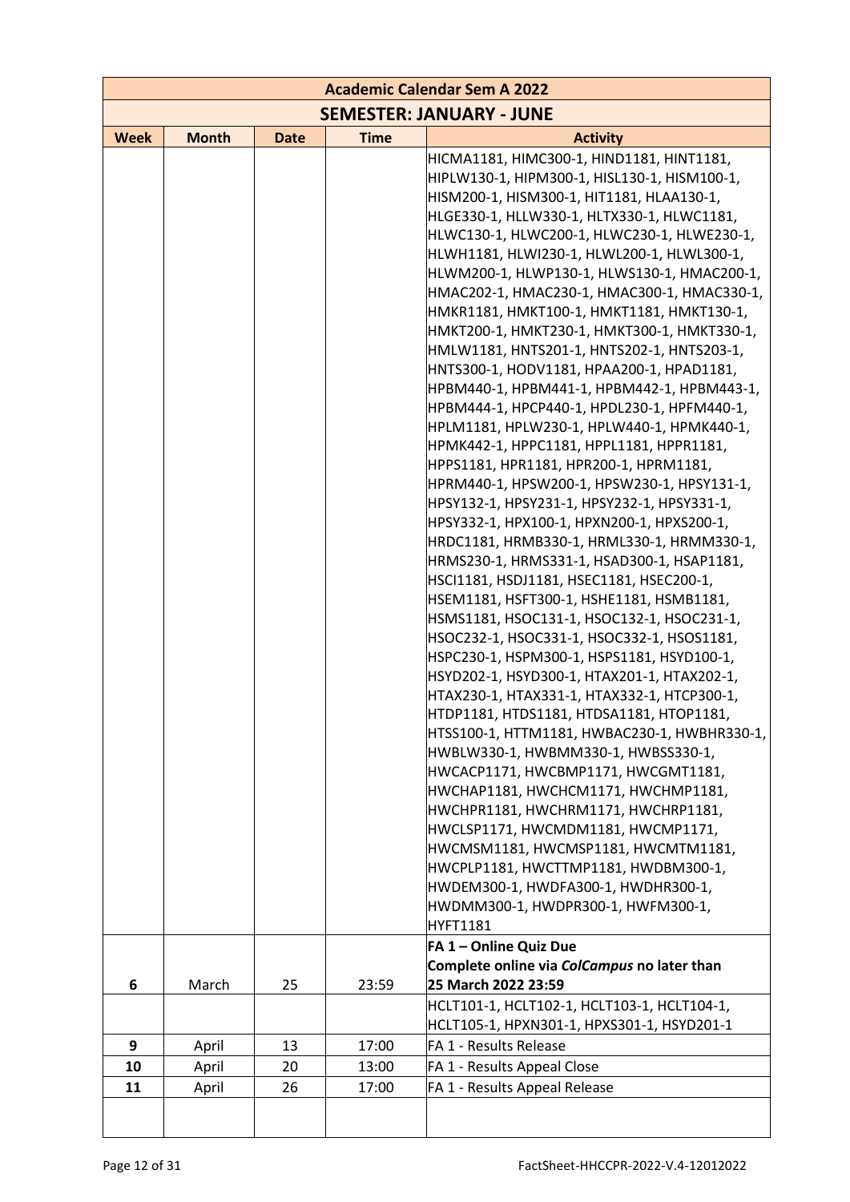| Academic Calendar Sem A 2022 | | | | |
|---|---|---|---|---|
| **SEMESTER: JANUARY - JUNE** | | | | |
| **Week** | **Month** | **Date** | **Time** | **Activity** |
| | | | | HICMA1181, HIMC300-1, HIND1181, HINT1181, HIPLW130-1, HIPM300-1, HISL130-1, HISM100-1, HISM200-1, HISM300-1, HIT1181, HLAA130-1, HLGE330-1, HLLW330-1, HLTX330-1, HLWC1181, HLWC130-1, HLWC200-1, HLWC230-1, HLWE230-1, HLWH1181, HLWI230-1, HLWL200-1, HLWL300-1, HLWM200-1, HLWP130-1, HLWS130-1, HMAC200-1, HMAC202-1, HMAC230-1, HMAC300-1, HMAC330-1, HMKR1181, HMKT100-1, HMKT1181, HMKT130-1, HMKT200-1, HMKT230-1, HMKT300-1, HMKT330-1, HMLW1181, HNTS201-1, HNTS202-1, HNTS203-1, HNTS300-1, HODV1181, HPAA200-1, HPAD1181, HPBM440-1, HPBM441-1, HPBM442-1, HPBM443-1, HPBM444-1, HPCP440-1, HPDL230-1, HPFM440-1, HPLM1181, HPLW230-1, HPLW440-1, HPMK440-1, HPMK442-1, HPPC1181, HPPL1181, HPPR1181, HPPS1181, HPR1181, HPR200-1, HPRM1181, HPRM440-1, HPSW200-1, HPSW230-1, HPSY131-1, HPSY132-1, HPSY231-1, HPSY232-1, HPSY331-1, HPSY332-1, HPX100-1, HPXN200-1, HPXS200-1, HRDC1181, HRMB330-1, HRML330-1, HRMM330-1, HRMS230-1, HRMS331-1, HSAD300-1, HSAP1181, HSCI1181, HSDJ1181, HSEC1181, HSEC200-1, HSEM1181, HSFT300-1, HSHE1181, HSMB1181, HSMS1181, HSOC131-1, HSOC132-1, HSOC231-1, HSOC232-1, HSOC331-1, HSOC332-1, HSOS1181, HSPC230-1, HSPM300-1, HSPS1181, HSYD100-1, HSYD202-1, HSYD300-1, HTAX201-1, HTAX202-1, HTAX230-1, HTAX331-1, HTAX332-1, HTCP300-1, HTDP1181, HTDS1181, HTDSA1181, HTOP1181, HTSS100-1, HTTM1181, HWBAC230-1, HWBHR330-1, HWBLW330-1, HWBMM330-1, HWBSS330-1, HWCACP1171, HWCBMP1171, HWCGMT1181, HWCHAP1181, HWCHCM1171, HWCHMP1181, HWCHPR1181, HWCHRM1171, HWCHRP1181, HWCLSP1171, HWCMDM1181, HWCMP1171, HWCMSM1181, HWCMSP1181, HWCMTM1181, HWCPLP1181, HWCTTMP1181, HWDBM300-1, HWDEM300-1, HWDFA300-1, HWDHR300-1, HWDMM300-1, HWDPR300-1, HWFM300-1, HYFT1181 |
| **6** | March | 25 | 23:59 | **FA 1 – Online Quiz Due**<br>**Complete online via *ColCampus* no later than 25 March 2022 23:59** |
| | | | | HCLT101-1, HCLT102-1, HCLT103-1, HCLT104-1, HCLT105-1, HPXN301-1, HPXS301-1, HSYD201-1 |
| **9** | April | 13 | 17:00 | FA 1 - Results Release |
| **10** | April | 20 | 13:00 | FA 1 - Results Appeal Close |
| **11** | April | 26 | 17:00 | FA 1 - Results Appeal Release |
| | | | | |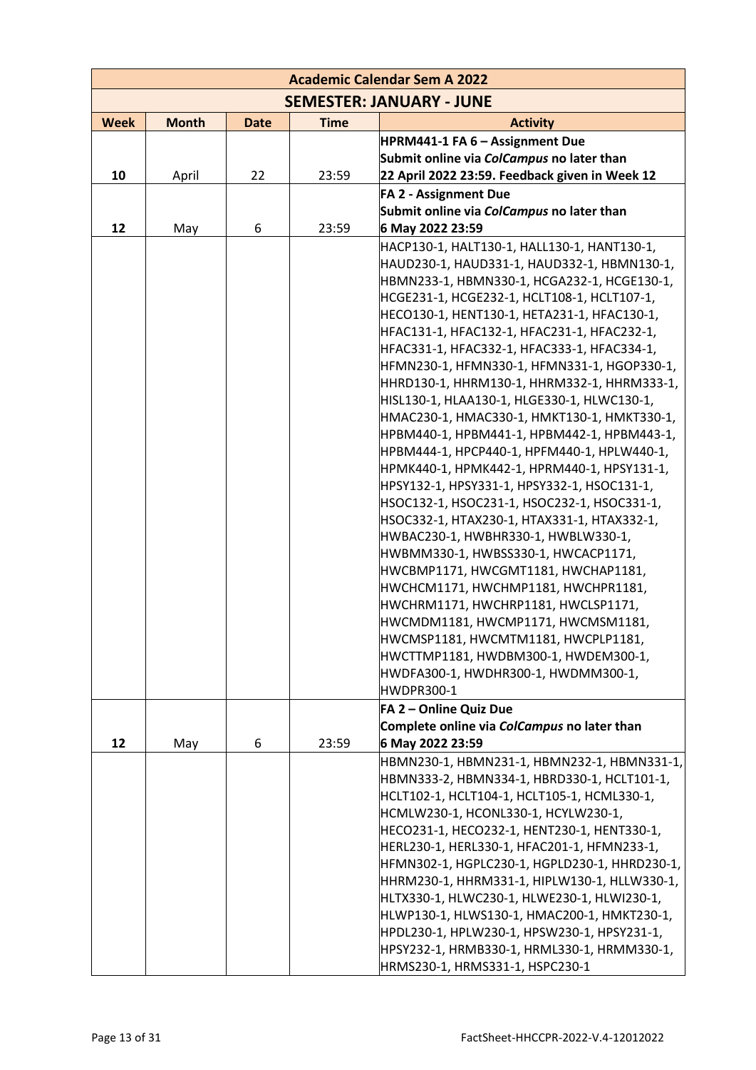| Academic Calendar Sem A 2022 | | | | |
|---|---|---|---|---|
| **SEMESTER: JANUARY - JUNE** | | | | |
| **Week** | **Month** | **Date** | **Time** | **Activity** |
| 10 | April | 22 | 23:59 | **HPRM441-1 FA 6 – Assignment Due Submit online via *ColCampus* no later than 22 April 2022 23:59. Feedback given in Week 12** |
| 12 | May | 6 | 23:59 | **FA 2 - Assignment Due Submit online via *ColCampus* no later than 6 May 2022 23:59** |
| | | | | HACP130-1, HALT130-1, HALL130-1, HANT130-1, HAUD230-1, HAUD331-1, HAUD332-1, HBMN130-1, HBMN233-1, HBMN330-1, HCGA232-1, HCGE130-1, HCGE231-1, HCGE232-1, HCLT108-1, HCLT107-1, HECO130-1, HENT130-1, HETA231-1, HFAC130-1, HFAC131-1, HFAC132-1, HFAC231-1, HFAC232-1, HFAC331-1, HFAC332-1, HFAC333-1, HFAC334-1, HFMN230-1, HFMN330-1, HFMN331-1, HGOP330-1, HHRD130-1, HHRM130-1, HHRM332-1, HHRM333-1, HISL130-1, HLAA130-1, HLGE330-1, HLWC130-1, HMAC230-1, HMAC330-1, HMKT130-1, HMKT330-1, HPBM440-1, HPBM441-1, HPBM442-1, HPBM443-1, HPBM444-1, HPCP440-1, HPFM440-1, HPLW440-1, HPMK440-1, HPMK442-1, HPRM440-1, HPSY131-1, HPSY132-1, HPSY331-1, HPSY332-1, HSOC131-1, HSOC132-1, HSOC231-1, HSOC232-1, HSOC331-1, HSOC332-1, HTAX230-1, HTAX331-1, HTAX332-1, HWBAC230-1, HWBHR330-1, HWBLW330-1, HWBMM330-1, HWBSS330-1, HWCACP1171, HWCBMP1171, HWCGMT1181, HWCHAP1181, HWCHCM1171, HWCHMP1181, HWCHPR1181, HWCHRM1171, HWCHRP1181, HWCLSP1171, HWCMDM1181, HWCMP1171, HWCMSM1181, HWCMSP1181, HWCMTM1181, HWCPLP1181, HWCTTMP1181, HWDBM300-1, HWDEM300-1, HWDFA300-1, HWDHR300-1, HWDMM300-1, HWDPR300-1 |
| 12 | May | 6 | 23:59 | **FA 2 – Online Quiz Due Complete online via *ColCampus* no later than 6 May 2022 23:59** |
| | | | | HBMN230-1, HBMN231-1, HBMN232-1, HBMN331-1, HBMN333-2, HBMN334-1, HBRD330-1, HCLT101-1, HCLT102-1, HCLT104-1, HCLT105-1, HCML330-1, HCMLW230-1, HCONL330-1, HCYLW230-1, HECO231-1, HECO232-1, HENT230-1, HENT330-1, HERL230-1, HERL330-1, HFAC201-1, HFMN233-1, HFMN302-1, HGPLC230-1, HGPLD230-1, HHRD230-1, HHRM230-1, HHRM331-1, HIPLW130-1, HLLW330-1, HLTX330-1, HLWC230-1, HLWE230-1, HLWI230-1, HLWP130-1, HLWS130-1, HMAC200-1, HMKT230-1, HPDL230-1, HPLW230-1, HPSW230-1, HPSY231-1, HPSY232-1, HRMB330-1, HRML330-1, HRMM330-1, HRMS230-1, HRMS331-1, HSPC230-1 |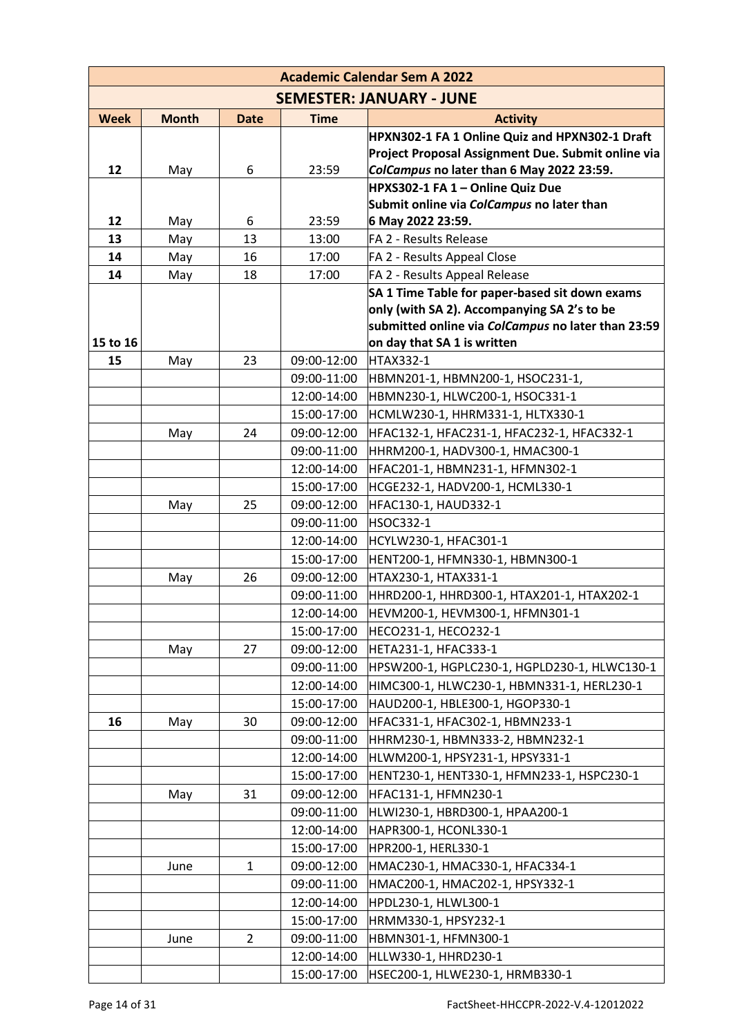| Academic Calendar Sem A 2022 | | | | |
|---|---|---|---|---|
| **SEMESTER: JANUARY - JUNE** | | | | |
| **Week** | **Month** | **Date** | **Time** | **Activity** |
| **12** | May | 6 | 23:59 | **HPXN302-1 FA 1 Online Quiz and HPXN302-1 Draft Project Proposal Assignment Due. Submit online via *ColCampus* no later than 6 May 2022 23:59.** |
| **12** | May | 6 | 23:59 | **HPXS302-1 FA 1 – Online Quiz Due Submit online via *ColCampus* no later than 6 May 2022 23:59.** |
| **13** | May | 13 | 13:00 | FA 2 - Results Release |
| **14** | May | 16 | 17:00 | FA 2 - Results Appeal Close |
| **14** | May | 18 | 17:00 | FA 2 - Results Appeal Release |
| **15 to 16** | | | | **SA 1 Time Table for paper-based sit down exams only (with SA 2). Accompanying SA 2's to be submitted online via *ColCampus* no later than 23:59 on day that SA 1 is written** |
| **15** | May | 23 | 09:00-12:00 | HTAX332-1 |
| | | | 09:00-11:00 | HBMN201-1, HBMN200-1, HSOC231-1, |
| | | | 12:00-14:00 | HBMN230-1, HLWC200-1, HSOC331-1 |
| | | | 15:00-17:00 | HCMLW230-1, HHRM331-1, HLTX330-1 |
| | May | 24 | 09:00-12:00 | HFAC132-1, HFAC231-1, HFAC232-1, HFAC332-1 |
| | | | 09:00-11:00 | HHRM200-1, HADV300-1, HMAC300-1 |
| | | | 12:00-14:00 | HFAC201-1, HBMN231-1, HFMN302-1 |
| | | | 15:00-17:00 | HCGE232-1, HADV200-1, HCML330-1 |
| | May | 25 | 09:00-12:00 | HFAC130-1, HAUD332-1 |
| | | | 09:00-11:00 | HSOC332-1 |
| | | | 12:00-14:00 | HCYLW230-1, HFAC301-1 |
| | | | 15:00-17:00 | HENT200-1, HFMN330-1, HBMN300-1 |
| | May | 26 | 09:00-12:00 | HTAX230-1, HTAX331-1 |
| | | | 09:00-11:00 | HHRD200-1, HHRD300-1, HTAX201-1, HTAX202-1 |
| | | | 12:00-14:00 | HEVM200-1, HEVM300-1, HFMN301-1 |
| | | | 15:00-17:00 | HECO231-1, HECO232-1 |
| | May | 27 | 09:00-12:00 | HETA231-1, HFAC333-1 |
| | | | 09:00-11:00 | HPSW200-1, HGPLC230-1, HGPLD230-1, HLWC130-1 |
| | | | 12:00-14:00 | HIMC300-1, HLWC230-1, HBMN331-1, HERL230-1 |
| | | | 15:00-17:00 | HAUD200-1, HBLE300-1, HGOP330-1 |
| **16** | May | 30 | 09:00-12:00 | HFAC331-1, HFAC302-1, HBMN233-1 |
| | | | 09:00-11:00 | HHRM230-1, HBMN333-2, HBMN232-1 |
| | | | 12:00-14:00 | HLWM200-1, HPSY231-1, HPSY331-1 |
| | | | 15:00-17:00 | HENT230-1, HENT330-1, HFMN233-1, HSPC230-1 |
| | May | 31 | 09:00-12:00 | HFAC131-1, HFMN230-1 |
| | | | 09:00-11:00 | HLWI230-1, HBRD300-1, HPAA200-1 |
| | | | 12:00-14:00 | HAPR300-1, HCONL330-1 |
| | | | 15:00-17:00 | HPR200-1, HERL330-1 |
| | June | 1 | 09:00-12:00 | HMAC230-1, HMAC330-1, HFAC334-1 |
| | | | 09:00-11:00 | HMAC200-1, HMAC202-1, HPSY332-1 |
| | | | 12:00-14:00 | HPDL230-1, HLWL300-1 |
| | | | 15:00-17:00 | HRMM330-1, HPSY232-1 |
| | June | 2 | 09:00-11:00 | HBMN301-1, HFMN300-1 |
| | | | 12:00-14:00 | HLLW330-1, HHRD230-1 |
| | | | 15:00-17:00 | HSEC200-1, HLWE230-1, HRMB330-1 |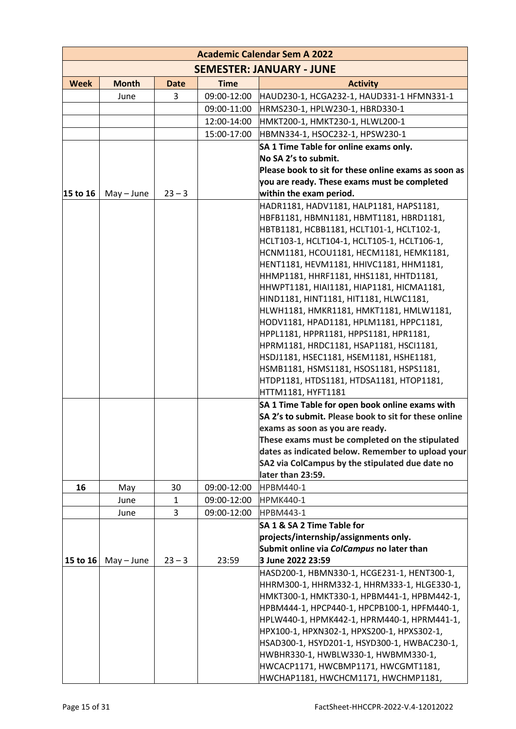| Academic Calendar Sem A 2022 | | | | |
|---|---|---|---|---|
| **SEMESTER: JANUARY - JUNE** | | | | |
| **Week** | **Month** | **Date** | **Time** | **Activity** |
| | June | 3 | 09:00-12:00 | HAUD230-1, HCGA232-1, HAUD331-1 HFMN331-1 |
| | | | 09:00-11:00 | HRMS230-1, HPLW230-1, HBRD330-1 |
| | | | 12:00-14:00 | HMKT200-1, HMKT230-1, HLWL200-1 |
| | | | 15:00-17:00 | HBMN334-1, HSOC232-1, HPSW230-1 |
| 15 to 16 | May – June | 23 – 3 | | **SA 1 Time Table for online exams only. No SA 2's to submit. Please book to sit for these online exams as soon as you are ready. These exams must be completed within the exam period.** |
| | | | | HADR1181, HADV1181, HALP1181, HAPS1181, HBFB1181, HBMN1181, HBMT1181, HBRD1181, HBTB1181, HCBB1181, HCLT101-1, HCLT102-1, HCLT103-1, HCLT104-1, HCLT105-1, HCLT106-1, HCNM1181, HCOU1181, HECM1181, HEMK1181, HENT1181, HEVM1181, HHIVC1181, HHM1181, HHMP1181, HHRF1181, HHS1181, HHTD1181, HHWPT1181, HIAI1181, HIAP1181, HICMA1181, HIND1181, HINT1181, HIT1181, HLWC1181, HLWH1181, HMKR1181, HMKT1181, HMLW1181, HODV1181, HPAD1181, HPLM1181, HPPC1181, HPPL1181, HPPR1181, HPPS1181, HPR1181, HPRM1181, HRDC1181, HSAP1181, HSCI1181, HSDJ1181, HSEC1181, HSEM1181, HSHE1181, HSMB1181, HSMS1181, HSOS1181, HSPS1181, HTDP1181, HTDS1181, HTDSA1181, HTOP1181, HTTM1181, HYFT1181 |
| | | | | **SA 1 Time Table for open book online exams with SA 2's to submit.** Please book to sit for these online exams as soon as you are ready. **These exams must be completed on the stipulated dates as indicated below. Remember to upload your SA2 via ColCampus by the stipulated due date no later than 23:59.** |
| 16 | May | 30 | 09:00-12:00 | HPBM440-1 |
| | June | 1 | 09:00-12:00 | HPMK440-1 |
| | June | 3 | 09:00-12:00 | HPBM443-1 |
| 15 to 16 | May – June | 23 – 3 | 23:59 | **SA 1 & SA 2 Time Table for projects/internship/assignments only. Submit online via *ColCampus* no later than 3 June 2022 23:59** |
| | | | | HASD200-1, HBMN330-1, HCGE231-1, HENT300-1, HHRM300-1, HHRM332-1, HHRM333-1, HLGE330-1, HMKT300-1, HMKT330-1, HPBM441-1, HPBM442-1, HPBM444-1, HPCP440-1, HPCPB100-1, HPFM440-1, HPLW440-1, HPMK442-1, HPRM440-1, HPRM441-1, HPX100-1, HPXN302-1, HPXS200-1, HPXS302-1, HSAD300-1, HSYD201-1, HSYD300-1, HWBAC230-1, HWBHR330-1, HWBLW330-1, HWBMM330-1, HWCACP1171, HWCBMP1171, HWCGMT1181, HWCHAP1181, HWCHCM1171, HWCHMP1181, |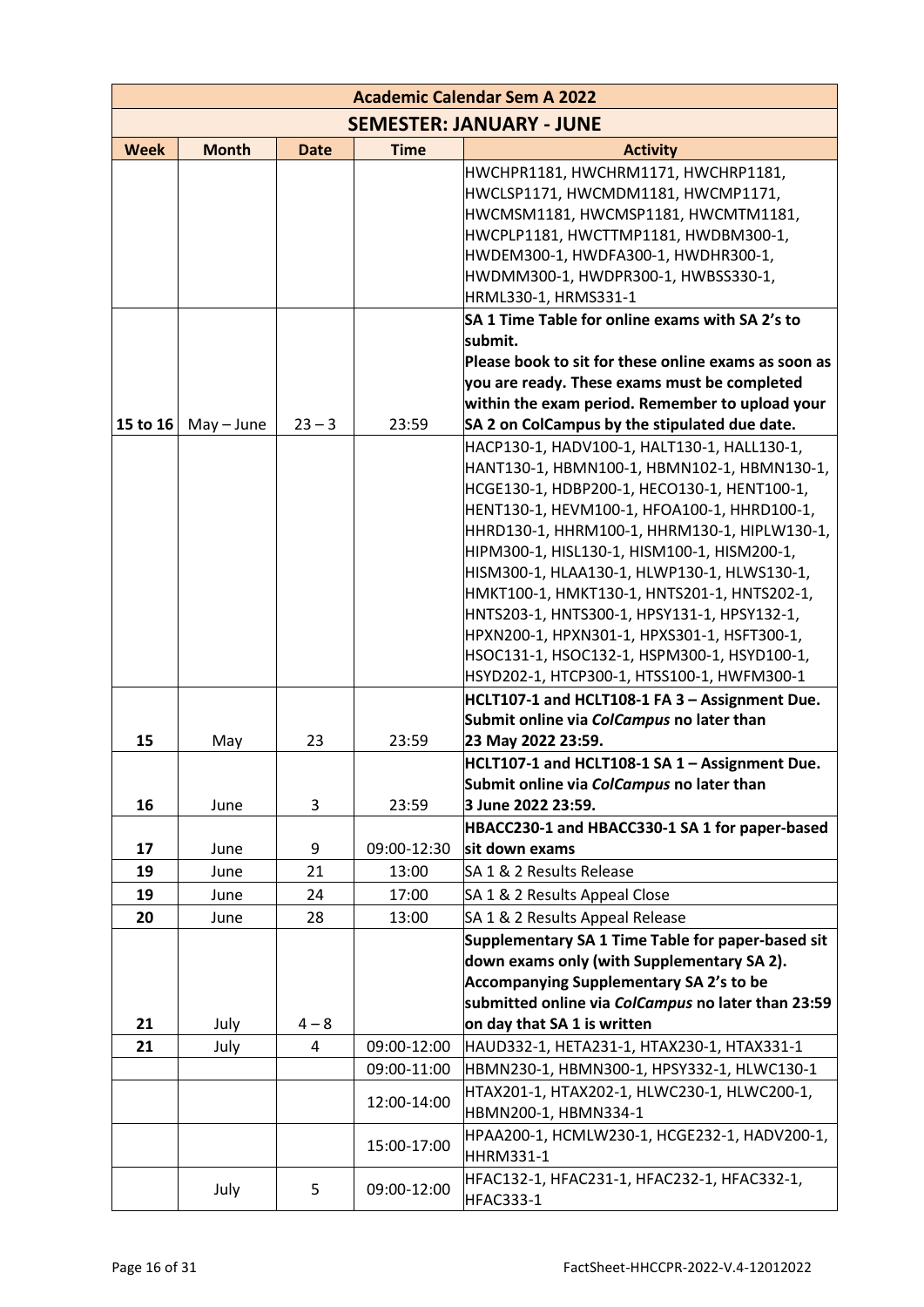| Academic Calendar Sem A 2022 | | | | |
|---|---|---|---|---|
| **SEMESTER: JANUARY - JUNE** | | | | |
| **Week** | **Month** | **Date** | **Time** | **Activity** |
| | | | | HWCHPR1181, HWCHRM1171, HWCHRP1181, HWCLSP1171, HWCMDM1181, HWCMP1171, HWCMSM1181, HWCMSP1181, HWCMTM1181, HWCPLP1181, HWCTTMP1181, HWDBM300-1, HWDEM300-1, HWDFA300-1, HWDHR300-1, HWDMM300-1, HWDPR300-1, HWBSS330-1, HRML330-1, HRMS331-1 |
| **15 to 16** | May – June | 23 – 3 | 23:59 | **SA 1 Time Table for online exams with SA 2's to submit. Please book to sit for these online exams as soon as you are ready. These exams must be completed within the exam period. Remember to upload your SA 2 on ColCampus by the stipulated due date.** |
| | | | | HACP130-1, HADV100-1, HALT130-1, HALL130-1, HANT130-1, HBMN100-1, HBMN102-1, HBMN130-1, HCGE130-1, HDBP200-1, HECO130-1, HENT100-1, HENT130-1, HEVM100-1, HFOA100-1, HHRD100-1, HHRD130-1, HHRM100-1, HHRM130-1, HIPLW130-1, HIPM300-1, HISL130-1, HISM100-1, HISM200-1, HISM300-1, HLAA130-1, HLWP130-1, HLWS130-1, HMKT100-1, HMKT130-1, HNTS201-1, HNTS202-1, HNTS203-1, HNTS300-1, HPSY131-1, HPSY132-1, HPXN200-1, HPXN301-1, HPXS301-1, HSFT300-1, HSOC131-1, HSOC132-1, HSPM300-1, HSYD100-1, HSYD202-1, HTCP300-1, HTSS100-1, HWFM300-1 |
| 15 | May | 23 | 23:59 | **HCLT107-1 and HCLT108-1 FA 3 – Assignment Due. Submit online via *ColCampus* no later than 23 May 2022 23:59.** |
| 16 | June | 3 | 23:59 | **HCLT107-1 and HCLT108-1 SA 1 – Assignment Due. Submit online via *ColCampus* no later than 3 June 2022 23:59.** |
| 17 | June | 9 | 09:00-12:30 | **HBACC230-1 and HBACC330-1 SA 1 for paper-based sit down exams** |
| 19 | June | 21 | 13:00 | SA 1 & 2 Results Release |
| 19 | June | 24 | 17:00 | SA 1 & 2 Results Appeal Close |
| 20 | June | 28 | 13:00 | SA 1 & 2 Results Appeal Release |
| 21 | July | 4 – 8 | | **Supplementary SA 1 Time Table for paper-based sit down exams only (with Supplementary SA 2). Accompanying Supplementary SA 2's to be submitted online via *ColCampus* no later than 23:59 on day that SA 1 is written** |
| 21 | July | 4 | 09:00-12:00 | HAUD332-1, HETA231-1, HTAX230-1, HTAX331-1 |
| | | | 09:00-11:00 | HBMN230-1, HBMN300-1, HPSY332-1, HLWC130-1 |
| | | | 12:00-14:00 | HTAX201-1, HTAX202-1, HLWC230-1, HLWC200-1, HBMN200-1, HBMN334-1 |
| | | | 15:00-17:00 | HPAA200-1, HCMLW230-1, HCGE232-1, HADV200-1, HHRM331-1 |
| | July | 5 | 09:00-12:00 | HFAC132-1, HFAC231-1, HFAC232-1, HFAC332-1, HFAC333-1 |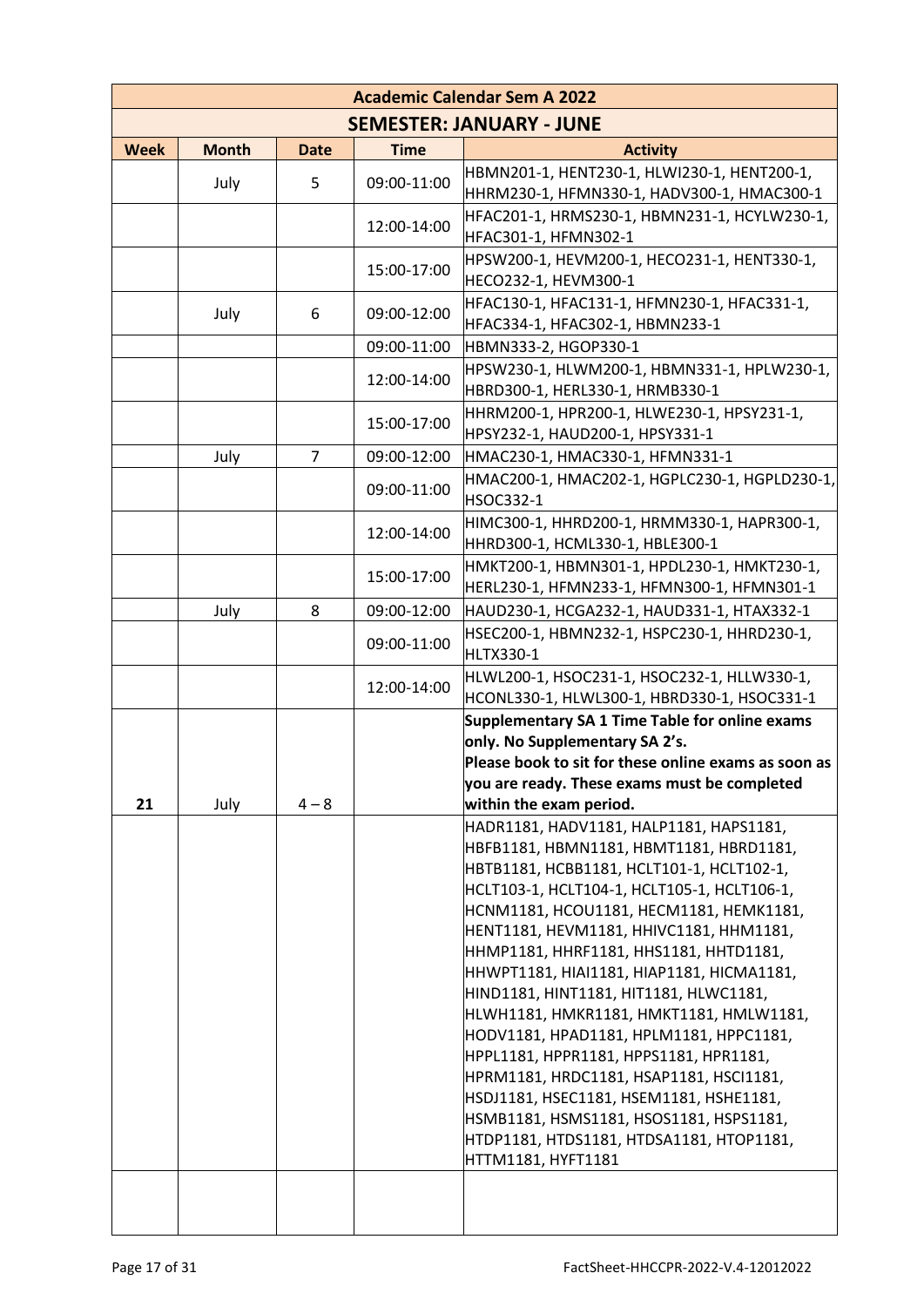| Academic Calendar Sem A 2022 | | | | |
|---|---|---|---|---|
| **SEMESTER: JANUARY - JUNE** | | | | |
| **Week** | **Month** | **Date** | **Time** | **Activity** |
| | July | 5 | 09:00-11:00 | HBMN201-1, HENT230-1, HLWI230-1, HENT200-1, HHRM230-1, HFMN330-1, HADV300-1, HMAC300-1 |
| | | | 12:00-14:00 | HFAC201-1, HRMS230-1, HBMN231-1, HCYLW230-1, HFAC301-1, HFMN302-1 |
| | | | 15:00-17:00 | HPSW200-1, HEVM200-1, HECO231-1, HENT330-1, HECO232-1, HEVM300-1 |
| | July | 6 | 09:00-12:00 | HFAC130-1, HFAC131-1, HFMN230-1, HFAC331-1, HFAC334-1, HFAC302-1, HBMN233-1 |
| | | | 09:00-11:00 | HBMN333-2, HGOP330-1 |
| | | | 12:00-14:00 | HPSW230-1, HLWM200-1, HBMN331-1, HPLW230-1, HBRD300-1, HERL330-1, HRMB330-1 |
| | | | 15:00-17:00 | HHRM200-1, HPR200-1, HLWE230-1, HPSY231-1, HPSY232-1, HAUD200-1, HPSY331-1 |
| | July | 7 | 09:00-12:00 | HMAC230-1, HMAC330-1, HFMN331-1 |
| | | | 09:00-11:00 | HMAC200-1, HMAC202-1, HGPLC230-1, HGPLD230-1, HSOC332-1 |
| | | | 12:00-14:00 | HIMC300-1, HHRD200-1, HRMM330-1, HAPR300-1, HHRD300-1, HCML330-1, HBLE300-1 |
| | | | 15:00-17:00 | HMKT200-1, HBMN301-1, HPDL230-1, HMKT230-1, HERL230-1, HFMN233-1, HFMN300-1, HFMN301-1 |
| | July | 8 | 09:00-12:00 | HAUD230-1, HCGA232-1, HAUD331-1, HTAX332-1 |
| | | | 09:00-11:00 | HSEC200-1, HBMN232-1, HSPC230-1, HHRD230-1, HLTX330-1 |
| | | | 12:00-14:00 | HLWL200-1, HSOC231-1, HSOC232-1, HLLW330-1, HCONL330-1, HLWL300-1, HBRD330-1, HSOC331-1 |
| 21 | July | 4 – 8 | | **Supplementary SA 1 Time Table for online exams only. No Supplementary SA 2's. Please book to sit for these online exams as soon as you are ready. These exams must be completed within the exam period.** |
| | | | | HADR1181, HADV1181, HALP1181, HAPS1181, HBFB1181, HBMN1181, HBMT1181, HBRD1181, HBTB1181, HCBB1181, HCLT101-1, HCLT102-1, HCLT103-1, HCLT104-1, HCLT105-1, HCLT106-1, HCNM1181, HCOU1181, HECM1181, HEMK1181, HENT1181, HEVM1181, HHIVC1181, HHM1181, HHMP1181, HHRF1181, HHS1181, HHTD1181, HHWPT1181, HIAI1181, HIAP1181, HICMA1181, HIND1181, HINT1181, HIT1181, HLWC1181, HLWH1181, HMKR1181, HMKT1181, HMLW1181, HODV1181, HPAD1181, HPLM1181, HPPC1181, HPPL1181, HPPR1181, HPPS1181, HPR1181, HPRM1181, HRDC1181, HSAP1181, HSCI1181, HSDJ1181, HSEC1181, HSEM1181, HSHE1181, HSMB1181, HSMS1181, HSOS1181, HSPS1181, HTDP1181, HTDS1181, HTDSA1181, HTOP1181, HTTM1181, HYFT1181 |
| | | | | |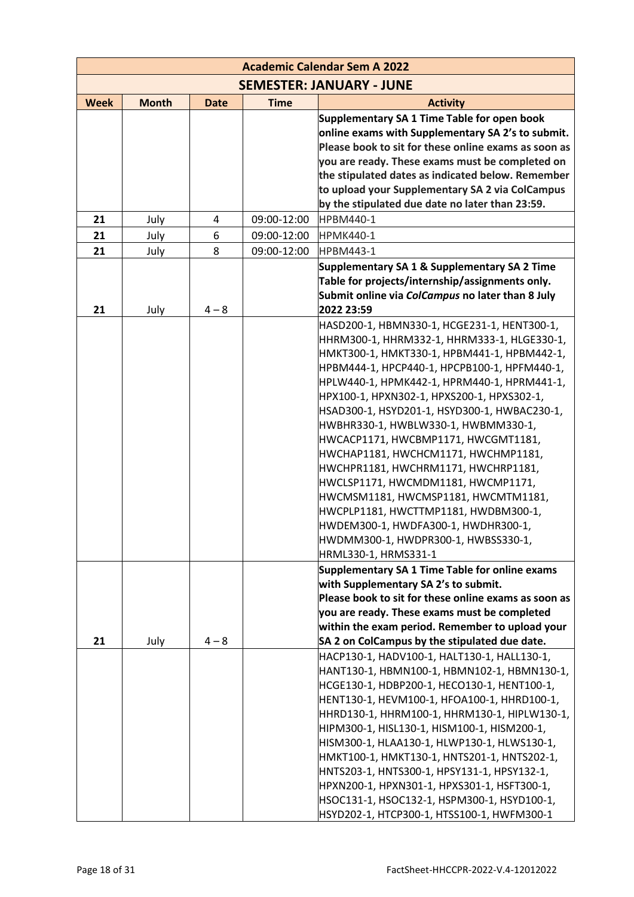| Academic Calendar Sem A 2022 | | | | |
|---|---|---|---|---|
| **SEMESTER: JANUARY - JUNE** | | | | |
| **Week** | **Month** | **Date** | **Time** | **Activity** |
| | | | | **Supplementary SA 1 Time Table for open book online exams with Supplementary SA 2's to submit. Please book to sit for these online exams as soon as you are ready. These exams must be completed on the stipulated dates as indicated below. Remember to upload your Supplementary SA 2 via ColCampus by the stipulated due date no later than 23:59.** |
| 21 | July | 4 | 09:00-12:00 | HPBM440-1 |
| 21 | July | 6 | 09:00-12:00 | HPMK440-1 |
| 21 | July | 8 | 09:00-12:00 | HPBM443-1 |
| 21 | July | 4 – 8 | | **Supplementary SA 1 & Supplementary SA 2 Time Table for projects/internship/assignments only. Submit online via *ColCampus* no later than 8 July 2022 23:59** |
| | | | | HASD200-1, HBMN330-1, HCGE231-1, HENT300-1, HHRM300-1, HHRM332-1, HHRM333-1, HLGE330-1, HMKT300-1, HMKT330-1, HPBM441-1, HPBM442-1, HPBM444-1, HPCP440-1, HPCPB100-1, HPFM440-1, HPLW440-1, HPMK442-1, HPRM440-1, HPRM441-1, HPX100-1, HPXN302-1, HPXS200-1, HPXS302-1, HSAD300-1, HSYD201-1, HSYD300-1, HWBAC230-1, HWBHR330-1, HWBLW330-1, HWBMM330-1, HWCACP1171, HWCBMP1171, HWCGMT1181, HWCHAP1181, HWCHCM1171, HWCHMP1181, HWCHPR1181, HWCHRM1171, HWCHRP1181, HWCLSP1171, HWCMDM1181, HWCMP1171, HWCMSM1181, HWCMSP1181, HWCMTM1181, HWCPLP1181, HWCTTMP1181, HWDBM300-1, HWDEM300-1, HWDFA300-1, HWDHR300-1, HWDMM300-1, HWDPR300-1, HWBSS330-1, HRML330-1, HRMS331-1 |
| 21 | July | 4 – 8 | | **Supplementary SA 1 Time Table for online exams with Supplementary SA 2's to submit. Please book to sit for these online exams as soon as you are ready. These exams must be completed within the exam period. Remember to upload your SA 2 on ColCampus by the stipulated due date.** |
| | | | | HACP130-1, HADV100-1, HALT130-1, HALL130-1, HANT130-1, HBMN100-1, HBMN102-1, HBMN130-1, HCGE130-1, HDBP200-1, HECO130-1, HENT100-1, HENT130-1, HEVM100-1, HFOA100-1, HHRD100-1, HHRD130-1, HHRM100-1, HHRM130-1, HIPLW130-1, HIPM300-1, HISL130-1, HISM100-1, HISM200-1, HISM300-1, HLAA130-1, HLWP130-1, HLWS130-1, HMKT100-1, HMKT130-1, HNTS201-1, HNTS202-1, HNTS203-1, HNTS300-1, HPSY131-1, HPSY132-1, HPXN200-1, HPXN301-1, HPXS301-1, HSFT300-1, HSOC131-1, HSOC132-1, HSPM300-1, HSYD100-1, HSYD202-1, HTCP300-1, HTSS100-1, HWFM300-1 |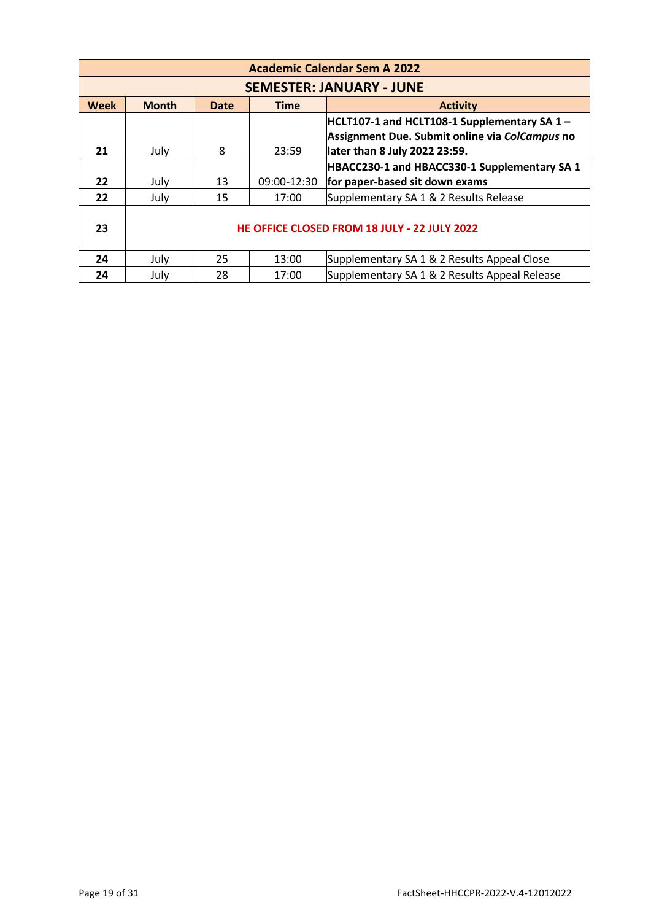| Academic Calendar Sem A 2022 | | | | |
|---|---|---|---|---|
| **SEMESTER: JANUARY - JUNE** | | | | |
| **Week** | **Month** | **Date** | **Time** | **Activity** |
| **21** | July | 8 | 23:59 | **HCLT107-1 and HCLT108-1 Supplementary SA 1 – Assignment Due. Submit online via *ColCampus* no later than 8 July 2022 23:59.** |
| **22** | July | 13 | 09:00-12:30 | **HBACC230-1 and HBACC330-1 Supplementary SA 1 for paper-based sit down exams** |
| **22** | July | 15 | 17:00 | Supplementary SA 1 & 2 Results Release |
| **23** | **HE OFFICE CLOSED FROM 18 JULY - 22 JULY 2022** | | | |
| **24** | July | 25 | 13:00 | Supplementary SA 1 & 2 Results Appeal Close |
| **24** | July | 28 | 17:00 | Supplementary SA 1 & 2 Results Appeal Release |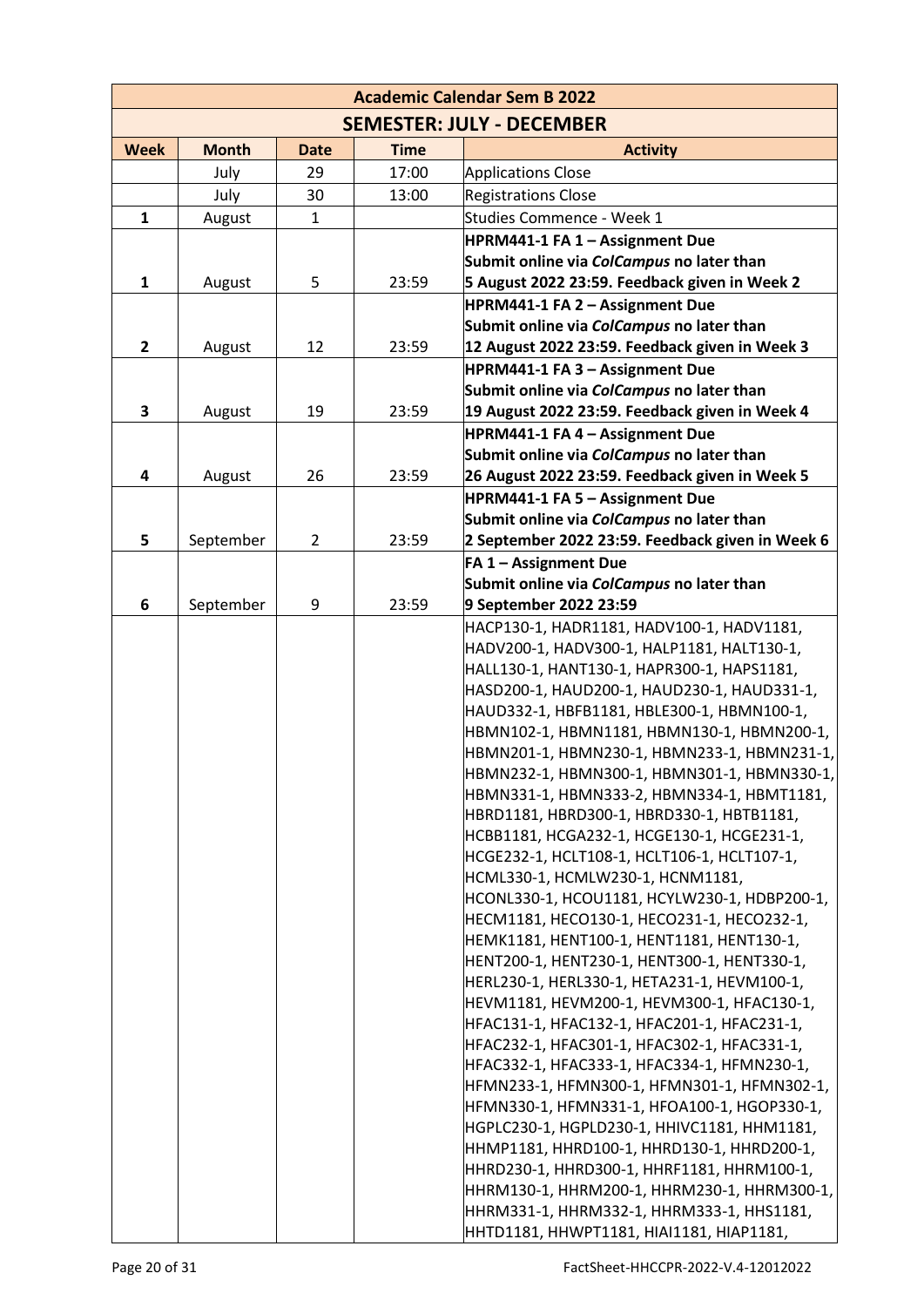| Academic Calendar Sem B 2022 | | | | |
|---|---|---|---|---|
| **SEMESTER: JULY - DECEMBER** | | | | |
| **Week** | **Month** | **Date** | **Time** | **Activity** |
| | July | 29 | 17:00 | Applications Close |
| | July | 30 | 13:00 | Registrations Close |
| **1** | August | 1 | | Studies Commence - Week 1 |
| **1** | August | 5 | 23:59 | **HPRM441-1 FA 1 – Assignment Due Submit online via *ColCampus* no later than 5 August 2022 23:59. Feedback given in Week 2** |
| **2** | August | 12 | 23:59 | **HPRM441-1 FA 2 – Assignment Due Submit online via *ColCampus* no later than 12 August 2022 23:59. Feedback given in Week 3** |
| **3** | August | 19 | 23:59 | **HPRM441-1 FA 3 – Assignment Due Submit online via *ColCampus* no later than 19 August 2022 23:59. Feedback given in Week 4** |
| **4** | August | 26 | 23:59 | **HPRM441-1 FA 4 – Assignment Due Submit online via *ColCampus* no later than 26 August 2022 23:59. Feedback given in Week 5** |
| **5** | September | 2 | 23:59 | **HPRM441-1 FA 5 – Assignment Due Submit online via *ColCampus* no later than 2 September 2022 23:59. Feedback given in Week 6** |
| **6** | September | 9 | 23:59 | **FA 1 – Assignment Due Submit online via *ColCampus* no later than 9 September 2022 23:59** |
| | | | | HACP130-1, HADR1181, HADV100-1, HADV1181, HADV200-1, HADV300-1, HALP1181, HALT130-1, HALL130-1, HANT130-1, HAPR300-1, HAPS1181, HASD200-1, HAUD200-1, HAUD230-1, HAUD331-1, HAUD332-1, HBFB1181, HBLE300-1, HBMN100-1, HBMN102-1, HBMN1181, HBMN130-1, HBMN200-1, HBMN201-1, HBMN230-1, HBMN233-1, HBMN231-1, HBMN232-1, HBMN300-1, HBMN301-1, HBMN330-1, HBMN331-1, HBMN333-2, HBMN334-1, HBMT1181, HBRD1181, HBRD300-1, HBRD330-1, HBTB1181, HCBB1181, HCGA232-1, HCGE130-1, HCGE231-1, HCGE232-1, HCLT108-1, HCLT106-1, HCLT107-1, HCML330-1, HCMLW230-1, HCNM1181, HCONL330-1, HCOU1181, HCYLW230-1, HDBP200-1, HECM1181, HECO130-1, HECO231-1, HECO232-1, HEMK1181, HENT100-1, HENT1181, HENT130-1, HENT200-1, HENT230-1, HENT300-1, HENT330-1, HERL230-1, HERL330-1, HETA231-1, HEVM100-1, HEVM1181, HEVM200-1, HEVM300-1, HFAC130-1, HFAC131-1, HFAC132-1, HFAC201-1, HFAC231-1, HFAC232-1, HFAC301-1, HFAC302-1, HFAC331-1, HFAC332-1, HFAC333-1, HFAC334-1, HFMN230-1, HFMN233-1, HFMN300-1, HFMN301-1, HFMN302-1, HFMN330-1, HFMN331-1, HFOA100-1, HGOP330-1, HGPLC230-1, HGPLD230-1, HHIVC1181, HHM1181, HHMP1181, HHRD100-1, HHRD130-1, HHRD200-1, HHRD230-1, HHRD300-1, HHRF1181, HHRM100-1, HHRM130-1, HHRM200-1, HHRM230-1, HHRM300-1, HHRM331-1, HHRM332-1, HHRM333-1, HHS1181, HHTD1181, HHWPT1181, HIAI1181, HIAP1181, |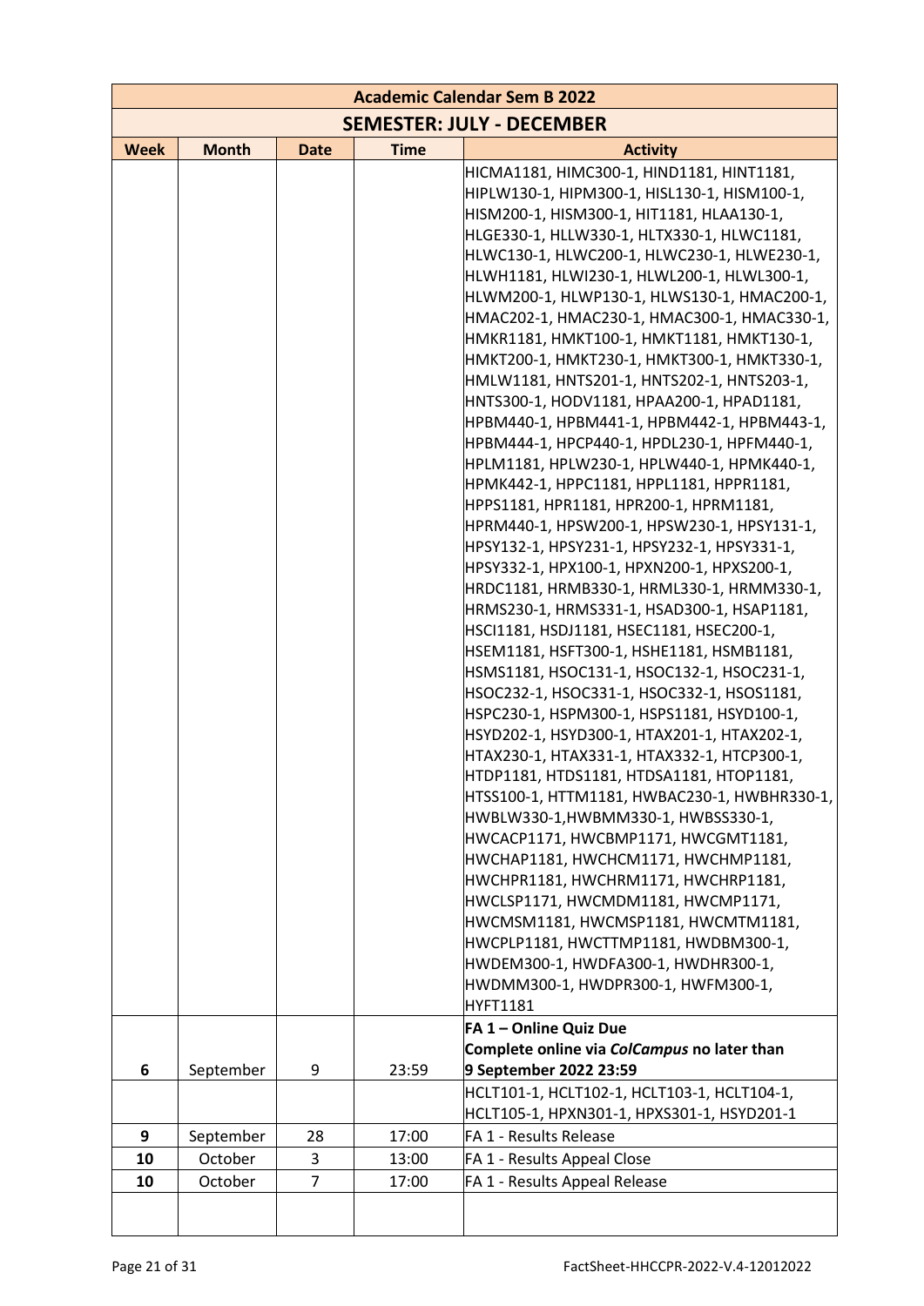| Academic Calendar Sem B 2022 | | | | |
|---|---|---|---|---|
| **SEMESTER: JULY - DECEMBER** | | | | |
| **Week** | **Month** | **Date** | **Time** | **Activity** |
| | | | | HICMA1181, HIMC300-1, HIND1181, HINT1181, HIPLW130-1, HIPM300-1, HISL130-1, HISM100-1, HISM200-1, HISM300-1, HIT1181, HLAA130-1, HLGE330-1, HLLW330-1, HLTX330-1, HLWC1181, HLWC130-1, HLWC200-1, HLWC230-1, HLWE230-1, HLWH1181, HLWI230-1, HLWL200-1, HLWL300-1, HLWM200-1, HLWP130-1, HLWS130-1, HMAC200-1, HMAC202-1, HMAC230-1, HMAC300-1, HMAC330-1, HMKR1181, HMKT100-1, HMKT1181, HMKT130-1, HMKT200-1, HMKT230-1, HMKT300-1, HMKT330-1, HMLW1181, HNTS201-1, HNTS202-1, HNTS203-1, HNTS300-1, HODV1181, HPAA200-1, HPAD1181, HPBM440-1, HPBM441-1, HPBM442-1, HPBM443-1, HPBM444-1, HPCP440-1, HPDL230-1, HPFM440-1, HPLM1181, HPLW230-1, HPLW440-1, HPMK440-1, HPMK442-1, HPPC1181, HPPL1181, HPPR1181, HPPS1181, HPR1181, HPR200-1, HPRM1181, HPRM440-1, HPSW200-1, HPSW230-1, HPSY131-1, HPSY132-1, HPSY231-1, HPSY232-1, HPSY331-1, HPSY332-1, HPX100-1, HPXN200-1, HPXS200-1, HRDC1181, HRMB330-1, HRML330-1, HRMM330-1, HRMS230-1, HRMS331-1, HSAD300-1, HSAP1181, HSCI1181, HSDJ1181, HSEC1181, HSEC200-1, HSEM1181, HSFT300-1, HSHE1181, HSMB1181, HSMS1181, HSOC131-1, HSOC132-1, HSOC231-1, HSOC232-1, HSOC331-1, HSOC332-1, HSOS1181, HSPC230-1, HSPM300-1, HSPS1181, HSYD100-1, HSYD202-1, HSYD300-1, HTAX201-1, HTAX202-1, HTAX230-1, HTAX331-1, HTAX332-1, HTCP300-1, HTDP1181, HTDS1181, HTDSA1181, HTOP1181, HTSS100-1, HTTM1181, HWBAC230-1, HWBHR330-1, HWBLW330-1,HWBMM330-1, HWBSS330-1, HWCACP1171, HWCBMP1171, HWCGMT1181, HWCHAP1181, HWCHCM1171, HWCHMP1181, HWCHPR1181, HWCHRM1171, HWCHRP1181, HWCLSP1171, HWCMDM1181, HWCMP1171, HWCMSM1181, HWCMSP1181, HWCMTM1181, HWCPLP1181, HWCTTMP1181, HWDBM300-1, HWDEM300-1, HWDFA300-1, HWDHR300-1, HWDMM300-1, HWDPR300-1, HWFM300-1, HYFT1181 |
| 6 | September | 9 | 23:59 | **FA 1 – Online Quiz Due**<br>**Complete online via *ColCampus* no later than 9 September 2022 23:59** |
| | | | | HCLT101-1, HCLT102-1, HCLT103-1, HCLT104-1, HCLT105-1, HPXN301-1, HPXS301-1, HSYD201-1 |
| **9** | September | 28 | 17:00 | FA 1 - Results Release |
| **10** | October | 3 | 13:00 | FA 1 - Results Appeal Close |
| **10** | October | 7 | 17:00 | FA 1 - Results Appeal Release |
| | | | | |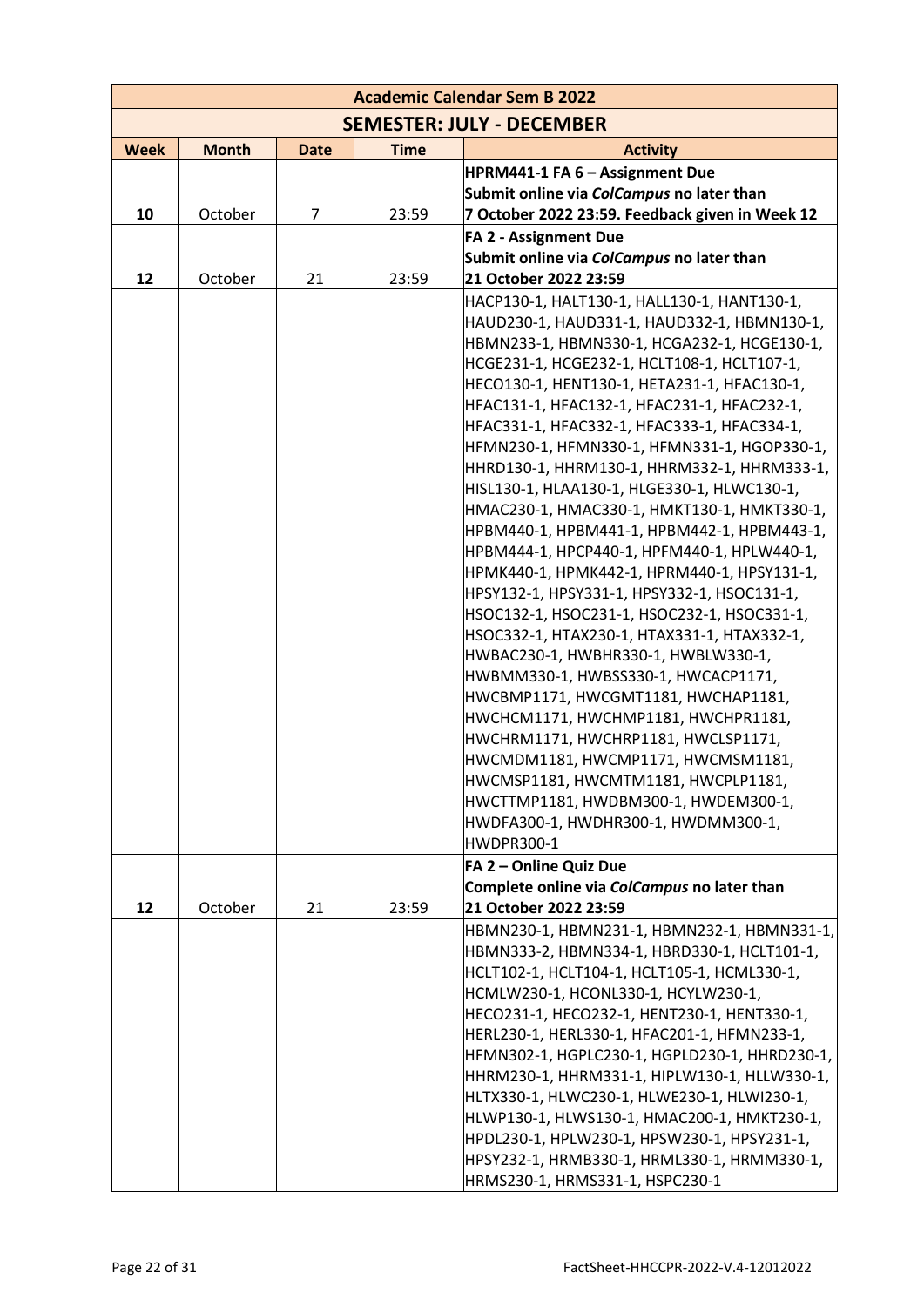| Academic Calendar Sem B 2022 | | | | |
|---|---|---|---|---|
| **SEMESTER: JULY - DECEMBER** | | | | |
| **Week** | **Month** | **Date** | **Time** | **Activity** |
| 10 | October | 7 | 23:59 | **HPRM441-1 FA 6 – Assignment Due**<br>**Submit online via *ColCampus* no later than**<br>**7 October 2022 23:59. Feedback given in Week 12** |
| 12 | October | 21 | 23:59 | **FA 2 - Assignment Due**<br>**Submit online via *ColCampus* no later than**<br>**21 October 2022 23:59** |
| | | | | HACP130-1, HALT130-1, HALL130-1, HANT130-1, HAUD230-1, HAUD331-1, HAUD332-1, HBMN130-1, HBMN233-1, HBMN330-1, HCGA232-1, HCGE130-1, HCGE231-1, HCGE232-1, HCLT108-1, HCLT107-1, HECO130-1, HENT130-1, HETA231-1, HFAC130-1, HFAC131-1, HFAC132-1, HFAC231-1, HFAC232-1, HFAC331-1, HFAC332-1, HFAC333-1, HFAC334-1, HFMN230-1, HFMN330-1, HFMN331-1, HGOP330-1, HHRD130-1, HHRM130-1, HHRM332-1, HHRM333-1, HISL130-1, HLAA130-1, HLGE330-1, HLWC130-1, HMAC230-1, HMAC330-1, HMKT130-1, HMKT330-1, HPBM440-1, HPBM441-1, HPBM442-1, HPBM443-1, HPBM444-1, HPCP440-1, HPFM440-1, HPLW440-1, HPMK440-1, HPMK442-1, HPRM440-1, HPSY131-1, HPSY132-1, HPSY331-1, HPSY332-1, HSOC131-1, HSOC132-1, HSOC231-1, HSOC232-1, HSOC331-1, HSOC332-1, HTAX230-1, HTAX331-1, HTAX332-1, HWBAC230-1, HWBHR330-1, HWBLW330-1, HWBMM330-1, HWBSS330-1, HWCACP1171, HWCBMP1171, HWCGMT1181, HWCHAP1181, HWCHCM1171, HWCHMP1181, HWCHPR1181, HWCHRM1171, HWCHRP1181, HWCLSP1171, HWCMDM1181, HWCMP1171, HWCMSM1181, HWCMSP1181, HWCMTM1181, HWCPLP1181, HWCTTMP1181, HWDBM300-1, HWDEM300-1, HWDFA300-1, HWDHR300-1, HWDMM300-1, HWDPR300-1 |
| 12 | October | 21 | 23:59 | **FA 2 – Online Quiz Due**<br>**Complete online via *ColCampus* no later than**<br>**21 October 2022 23:59** |
| | | | | HBMN230-1, HBMN231-1, HBMN232-1, HBMN331-1, HBMN333-2, HBMN334-1, HBRD330-1, HCLT101-1, HCLT102-1, HCLT104-1, HCLT105-1, HCML330-1, HCMLW230-1, HCONL330-1, HCYLW230-1, HECO231-1, HECO232-1, HENT230-1, HENT330-1, HERL230-1, HERL330-1, HFAC201-1, HFMN233-1, HFMN302-1, HGPLC230-1, HGPLD230-1, HHRD230-1, HHRM230-1, HHRM331-1, HIPLW130-1, HLLW330-1, HLTX330-1, HLWC230-1, HLWE230-1, HLWI230-1, HLWP130-1, HLWS130-1, HMAC200-1, HMKT230-1, HPDL230-1, HPLW230-1, HPSW230-1, HPSY231-1, HPSY232-1, HRMB330-1, HRML330-1, HRMM330-1, HRMS230-1, HRMS331-1, HSPC230-1 |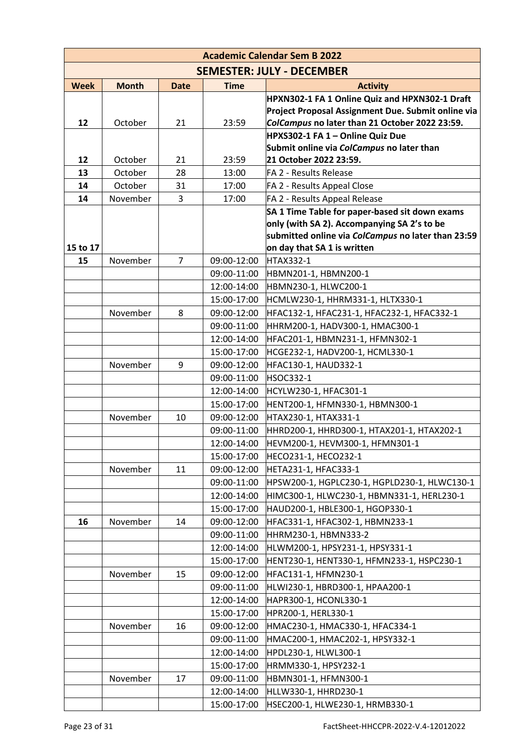| Academic Calendar Sem B 2022 | | | | |
|---|---|---|---|---|
| **SEMESTER: JULY - DECEMBER** | | | | |
| **Week** | **Month** | **Date** | **Time** | **Activity** |
| **12** | October | 21 | 23:59 | **HPXN302-1 FA 1 Online Quiz and HPXN302-1 Draft Project Proposal Assignment Due. Submit online via *ColCampus* no later than 21 October 2022 23:59.** |
| **12** | October | 21 | 23:59 | **HPXS302-1 FA 1 – Online Quiz Due Submit online via *ColCampus* no later than 21 October 2022 23:59.** |
| **13** | October | 28 | 13:00 | FA 2 - Results Release |
| **14** | October | 31 | 17:00 | FA 2 - Results Appeal Close |
| **14** | November | 3 | 17:00 | FA 2 - Results Appeal Release |
| **15 to 17** | | | | **SA 1 Time Table for paper-based sit down exams only (with SA 2). Accompanying SA 2's to be submitted online via *ColCampus* no later than 23:59 on day that SA 1 is written** |
| **15** | November | 7 | 09:00-12:00 | HTAX332-1 |
| | | | 09:00-11:00 | HBMN201-1, HBMN200-1 |
| | | | 12:00-14:00 | HBMN230-1, HLWC200-1 |
| | | | 15:00-17:00 | HCMLW230-1, HHRM331-1, HLTX330-1 |
| | November | 8 | 09:00-12:00 | HFAC132-1, HFAC231-1, HFAC232-1, HFAC332-1 |
| | | | 09:00-11:00 | HHRM200-1, HADV300-1, HMAC300-1 |
| | | | 12:00-14:00 | HFAC201-1, HBMN231-1, HFMN302-1 |
| | | | 15:00-17:00 | HCGE232-1, HADV200-1, HCML330-1 |
| | November | 9 | 09:00-12:00 | HFAC130-1, HAUD332-1 |
| | | | 09:00-11:00 | HSOC332-1 |
| | | | 12:00-14:00 | HCYLW230-1, HFAC301-1 |
| | | | 15:00-17:00 | HENT200-1, HFMN330-1, HBMN300-1 |
| | November | 10 | 09:00-12:00 | HTAX230-1, HTAX331-1 |
| | | | 09:00-11:00 | HHRD200-1, HHRD300-1, HTAX201-1, HTAX202-1 |
| | | | 12:00-14:00 | HEVM200-1, HEVM300-1, HFMN301-1 |
| | | | 15:00-17:00 | HECO231-1, HECO232-1 |
| | November | 11 | 09:00-12:00 | HETA231-1, HFAC333-1 |
| | | | 09:00-11:00 | HPSW200-1, HGPLC230-1, HGPLD230-1, HLWC130-1 |
| | | | 12:00-14:00 | HIMC300-1, HLWC230-1, HBMN331-1, HERL230-1 |
| | | | 15:00-17:00 | HAUD200-1, HBLE300-1, HGOP330-1 |
| **16** | November | 14 | 09:00-12:00 | HFAC331-1, HFAC302-1, HBMN233-1 |
| | | | 09:00-11:00 | HHRM230-1, HBMN333-2 |
| | | | 12:00-14:00 | HLWM200-1, HPSY231-1, HPSY331-1 |
| | | | 15:00-17:00 | HENT230-1, HENT330-1, HFMN233-1, HSPC230-1 |
| | November | 15 | 09:00-12:00 | HFAC131-1, HFMN230-1 |
| | | | 09:00-11:00 | HLWI230-1, HBRD300-1, HPAA200-1 |
| | | | 12:00-14:00 | HAPR300-1, HCONL330-1 |
| | | | 15:00-17:00 | HPR200-1, HERL330-1 |
| | November | 16 | 09:00-12:00 | HMAC230-1, HMAC330-1, HFAC334-1 |
| | | | 09:00-11:00 | HMAC200-1, HMAC202-1, HPSY332-1 |
| | | | 12:00-14:00 | HPDL230-1, HLWL300-1 |
| | | | 15:00-17:00 | HRMM330-1, HPSY232-1 |
| | November | 17 | 09:00-11:00 | HBMN301-1, HFMN300-1 |
| | | | 12:00-14:00 | HLLW330-1, HHRD230-1 |
| | | | 15:00-17:00 | HSEC200-1, HLWE230-1, HRMB330-1 |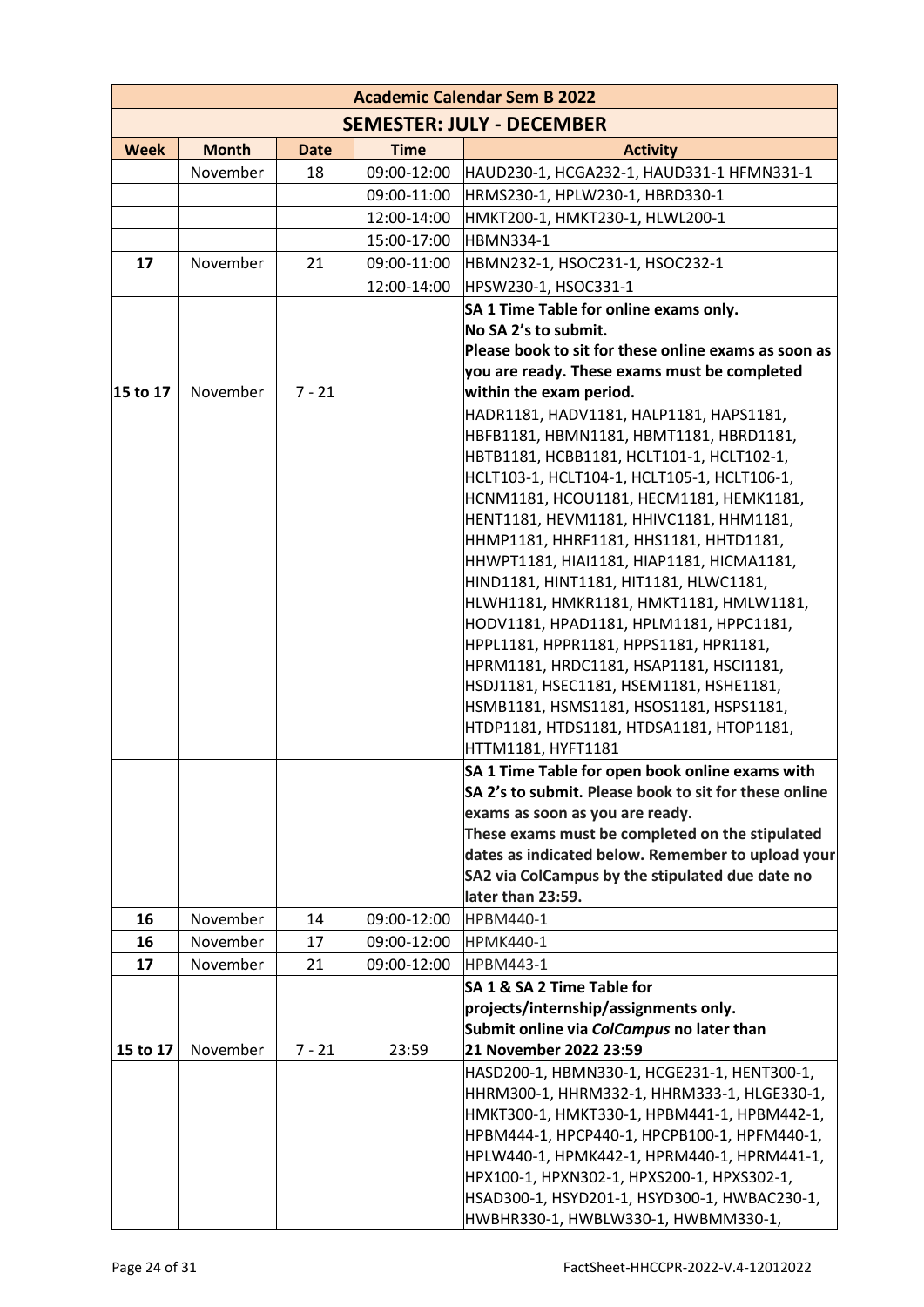| Academic Calendar Sem B 2022 | | | | |
|---|---|---|---|---|
| **SEMESTER: JULY - DECEMBER** | | | | |
| **Week** | **Month** | **Date** | **Time** | **Activity** |
| | November | 18 | 09:00-12:00 | HAUD230-1, HCGA232-1, HAUD331-1 HFMN331-1 |
| | | | 09:00-11:00 | HRMS230-1, HPLW230-1, HBRD330-1 |
| | | | 12:00-14:00 | HMKT200-1, HMKT230-1, HLWL200-1 |
| | | | 15:00-17:00 | HBMN334-1 |
| **17** | November | 21 | 09:00-11:00 | HBMN232-1, HSOC231-1, HSOC232-1 |
| | | | 12:00-14:00 | HPSW230-1, HSOC331-1 |
| **15 to 17** | November | 7 - 21 | | **SA 1 Time Table for online exams only. No SA 2's to submit. Please book to sit for these online exams as soon as you are ready. These exams must be completed within the exam period.** |
| | | | | HADR1181, HADV1181, HALP1181, HAPS1181, HBFB1181, HBMN1181, HBMT1181, HBRD1181, HBTB1181, HCBB1181, HCLT101-1, HCLT102-1, HCLT103-1, HCLT104-1, HCLT105-1, HCLT106-1, HCNM1181, HCOU1181, HECM1181, HEMK1181, HENT1181, HEVM1181, HHIVC1181, HHM1181, HHMP1181, HHRF1181, HHS1181, HHTD1181, HHWPT1181, HIAI1181, HIAP1181, HICMA1181, HIND1181, HINT1181, HIT1181, HLWC1181, HLWH1181, HMKR1181, HMKT1181, HMLW1181, HODV1181, HPAD1181, HPLM1181, HPPC1181, HPPL1181, HPPR1181, HPPS1181, HPR1181, HPRM1181, HRDC1181, HSAP1181, HSCI1181, HSDJ1181, HSEC1181, HSEM1181, HSHE1181, HSMB1181, HSMS1181, HSOS1181, HSPS1181, HTDP1181, HTDS1181, HTDSA1181, HTOP1181, HTTM1181, HYFT1181 |
| | | | | **SA 1 Time Table for open book online exams with SA 2's to submit.** Please book to sit for these online exams as soon as you are ready. **These exams must be completed on the stipulated dates as indicated below. Remember to upload your SA2 via ColCampus by the stipulated due date no later than 23:59.** |
| **16** | November | 14 | 09:00-12:00 | HPBM440-1 |
| **16** | November | 17 | 09:00-12:00 | HPMK440-1 |
| **17** | November | 21 | 09:00-12:00 | HPBM443-1 |
| **15 to 17** | November | 7 - 21 | 23:59 | **SA 1 & SA 2 Time Table for projects/internship/assignments only. Submit online via *ColCampus* no later than 21 November 2022 23:59** |
| | | | | HASD200-1, HBMN330-1, HCGE231-1, HENT300-1, HHRM300-1, HHRM332-1, HHRM333-1, HLGE330-1, HMKT300-1, HMKT330-1, HPBM441-1, HPBM442-1, HPBM444-1, HPCP440-1, HPCPB100-1, HPFM440-1, HPLW440-1, HPMK442-1, HPRM440-1, HPRM441-1, HPX100-1, HPXN302-1, HPXS200-1, HPXS302-1, HSAD300-1, HSYD201-1, HSYD300-1, HWBAC230-1, HWBHR330-1, HWBLW330-1, HWBMM330-1, |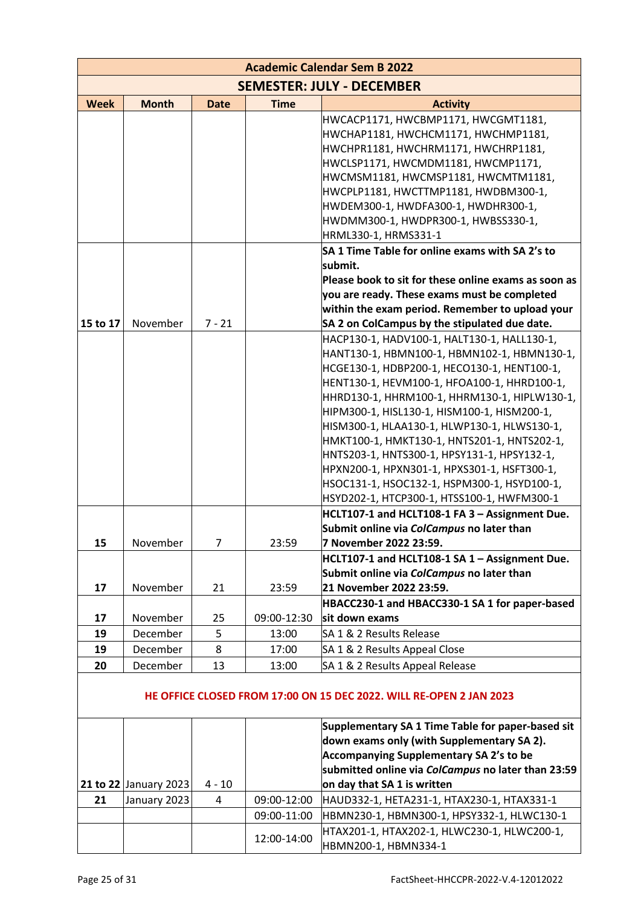| Academic Calendar Sem B 2022 | | | | |
|---|---|---|---|---|
| **SEMESTER: JULY - DECEMBER** | | | | |
| **Week** | **Month** | **Date** | **Time** | **Activity** |
| | | | | HWCACP1171, HWCBMP1171, HWCGMT1181, HWCHAP1181, HWCHCM1171, HWCHMP1181, HWCHPR1181, HWCHRM1171, HWCHRP1181, HWCLSP1171, HWCMDM1181, HWCMP1171, HWCMSM1181, HWCMSP1181, HWCMTM1181, HWCPLP1181, HWCTTMP1181, HWDBM300-1, HWDEM300-1, HWDFA300-1, HWDHR300-1, HWDMM300-1, HWDPR300-1, HWBSS330-1, HRML330-1, HRMS331-1 |
| **15 to 17** | November | 7 - 21 | | **SA 1 Time Table for online exams with SA 2's to submit. Please book to sit for these online exams as soon as you are ready. These exams must be completed within the exam period. Remember to upload your SA 2 on ColCampus by the stipulated due date.** |
| | | | | HACP130-1, HADV100-1, HALT130-1, HALL130-1, HANT130-1, HBMN100-1, HBMN102-1, HBMN130-1, HCGE130-1, HDBP200-1, HECO130-1, HENT100-1, HENT130-1, HEVM100-1, HFOA100-1, HHRD100-1, HHRD130-1, HHRM100-1, HHRM130-1, HIPLW130-1, HIPM300-1, HISL130-1, HISM100-1, HISM200-1, HISM300-1, HLAA130-1, HLWP130-1, HLWS130-1, HMKT100-1, HMKT130-1, HNTS201-1, HNTS202-1, HNTS203-1, HNTS300-1, HPSY131-1, HPSY132-1, HPXN200-1, HPXN301-1, HPXS301-1, HSFT300-1, HSOC131-1, HSOC132-1, HSPM300-1, HSYD100-1, HSYD202-1, HTCP300-1, HTSS100-1, HWFM300-1 |
| **15** | November | 7 | 23:59 | **HCLT107-1 and HCLT108-1 FA 3 – Assignment Due. Submit online via *ColCampus* no later than 7 November 2022 23:59.** |
| **17** | November | 21 | 23:59 | **HCLT107-1 and HCLT108-1 SA 1 – Assignment Due. Submit online via *ColCampus* no later than 21 November 2022 23:59.** |
| **17** | November | 25 | 09:00-12:30 | **HBACC230-1 and HBACC330-1 SA 1 for paper-based sit down exams** |
| **19** | December | 5 | 13:00 | SA 1 & 2 Results Release |
| **19** | December | 8 | 17:00 | SA 1 & 2 Results Appeal Close |
| **20** | December | 13 | 13:00 | SA 1 & 2 Results Appeal Release |
| **HE OFFICE CLOSED FROM 17:00 ON 15 DEC 2022. WILL RE-OPEN 2 JAN 2023** | | | | |
| **21 to 22** | January 2023 | 4 - 10 | | **Supplementary SA 1 Time Table for paper-based sit down exams only (with Supplementary SA 2). Accompanying Supplementary SA 2's to be submitted online via *ColCampus* no later than 23:59 on day that SA 1 is written** |
| **21** | January 2023 | 4 | 09:00-12:00 | HAUD332-1, HETA231-1, HTAX230-1, HTAX331-1 |
| | | | 09:00-11:00 | HBMN230-1, HBMN300-1, HPSY332-1, HLWC130-1 |
| | | | 12:00-14:00 | HTAX201-1, HTAX202-1, HLWC230-1, HLWC200-1, HBMN200-1, HBMN334-1 |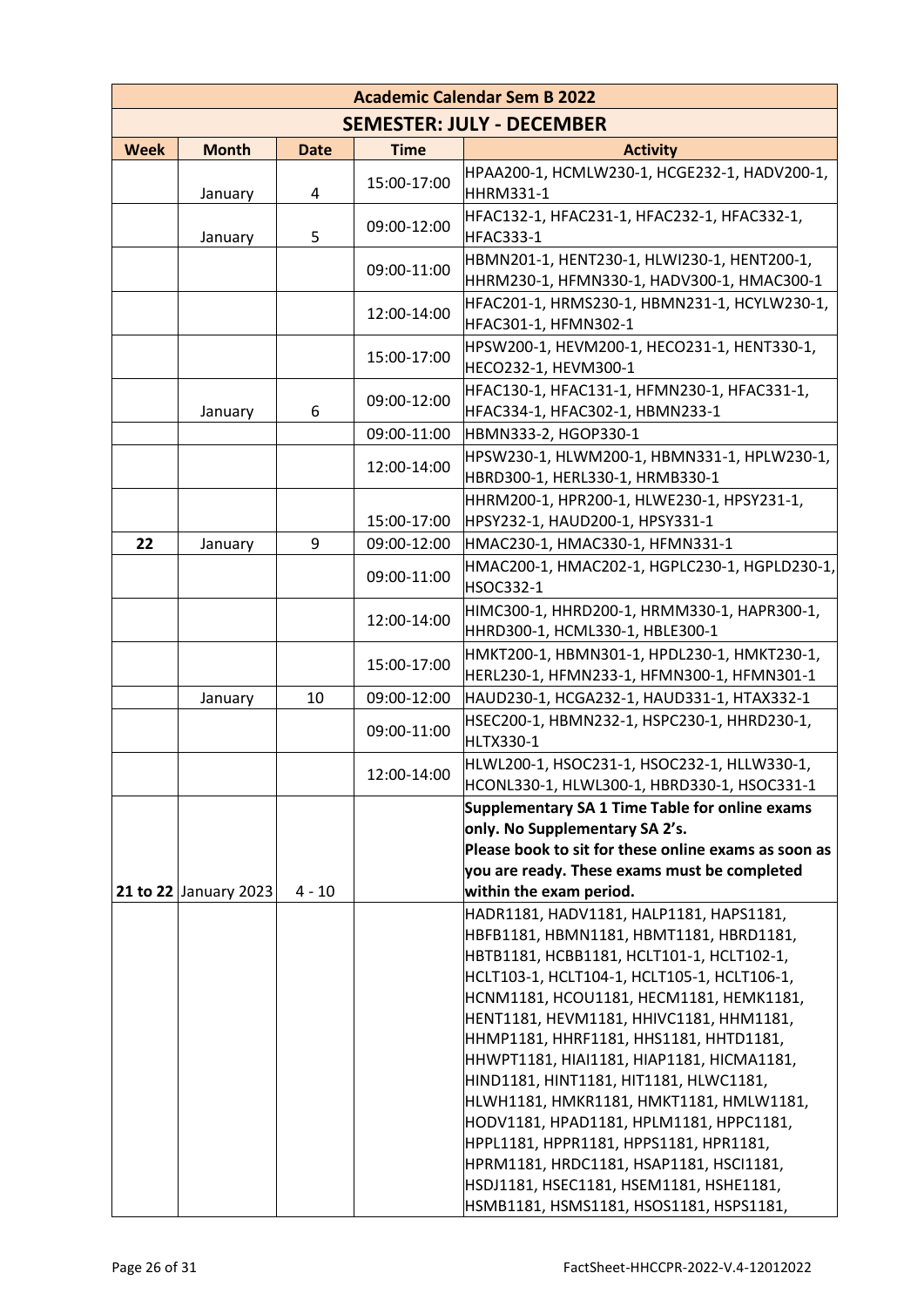| Academic Calendar Sem B 2022 | | | | |
|---|---|---|---|---|
| **SEMESTER: JULY - DECEMBER** | | | | |
| **Week** | **Month** | **Date** | **Time** | **Activity** |
| | January | 4 | 15:00-17:00 | HPAA200-1, HCMLW230-1, HCGE232-1, HADV200-1, HHRM331-1 |
| | January | 5 | 09:00-12:00 | HFAC132-1, HFAC231-1, HFAC232-1, HFAC332-1, HFAC333-1 |
| | | | 09:00-11:00 | HBMN201-1, HENT230-1, HLWI230-1, HENT200-1, HHRM230-1, HFMN330-1, HADV300-1, HMAC300-1 |
| | | | 12:00-14:00 | HFAC201-1, HRMS230-1, HBMN231-1, HCYLW230-1, HFAC301-1, HFMN302-1 |
| | | | 15:00-17:00 | HPSW200-1, HEVM200-1, HECO231-1, HENT330-1, HECO232-1, HEVM300-1 |
| | January | 6 | 09:00-12:00 | HFAC130-1, HFAC131-1, HFMN230-1, HFAC331-1, HFAC334-1, HFAC302-1, HBMN233-1 |
| | | | 09:00-11:00 | HBMN333-2, HGOP330-1 |
| | | | 12:00-14:00 | HPSW230-1, HLWM200-1, HBMN331-1, HPLW230-1, HBRD300-1, HERL330-1, HRMB330-1 |
| | | | 15:00-17:00 | HHRM200-1, HPR200-1, HLWE230-1, HPSY231-1, HPSY232-1, HAUD200-1, HPSY331-1 |
| **22** | January | 9 | 09:00-12:00 | HMAC230-1, HMAC330-1, HFMN331-1 |
| | | | 09:00-11:00 | HMAC200-1, HMAC202-1, HGPLC230-1, HGPLD230-1, HSOC332-1 |
| | | | 12:00-14:00 | HIMC300-1, HHRD200-1, HRMM330-1, HAPR300-1, HHRD300-1, HCML330-1, HBLE300-1 |
| | | | 15:00-17:00 | HMKT200-1, HBMN301-1, HPDL230-1, HMKT230-1, HERL230-1, HFMN233-1, HFMN300-1, HFMN301-1 |
| | January | 10 | 09:00-12:00 | HAUD230-1, HCGA232-1, HAUD331-1, HTAX332-1 |
| | | | 09:00-11:00 | HSEC200-1, HBMN232-1, HSPC230-1, HHRD230-1, HLTX330-1 |
| | | | 12:00-14:00 | HLWL200-1, HSOC231-1, HSOC232-1, HLLW330-1, HCONL330-1, HLWL300-1, HBRD330-1, HSOC331-1 |
| **21 to 22** | January 2023 | 4 - 10 | | **Supplementary SA 1 Time Table for online exams only. No Supplementary SA 2's. Please book to sit for these online exams as soon as you are ready. These exams must be completed within the exam period.** |
| | | | | HADR1181, HADV1181, HALP1181, HAPS1181, HBFB1181, HBMN1181, HBMT1181, HBRD1181, HBTB1181, HCBB1181, HCLT101-1, HCLT102-1, HCLT103-1, HCLT104-1, HCLT105-1, HCLT106-1, HCNM1181, HCOU1181, HECM1181, HEMK1181, HENT1181, HEVM1181, HHIVC1181, HHM1181, HHMP1181, HHRF1181, HHS1181, HHTD1181, HHWPT1181, HIAI1181, HIAP1181, HICMA1181, HIND1181, HINT1181, HIT1181, HLWC1181, HLWH1181, HMKR1181, HMKT1181, HMLW1181, HODV1181, HPAD1181, HPLM1181, HPPC1181, HPPL1181, HPPR1181, HPPS1181, HPR1181, HPRM1181, HRDC1181, HSAP1181, HSCI1181, HSDJ1181, HSEC1181, HSEM1181, HSHE1181, HSMB1181, HSMS1181, HSOS1181, HSPS1181, |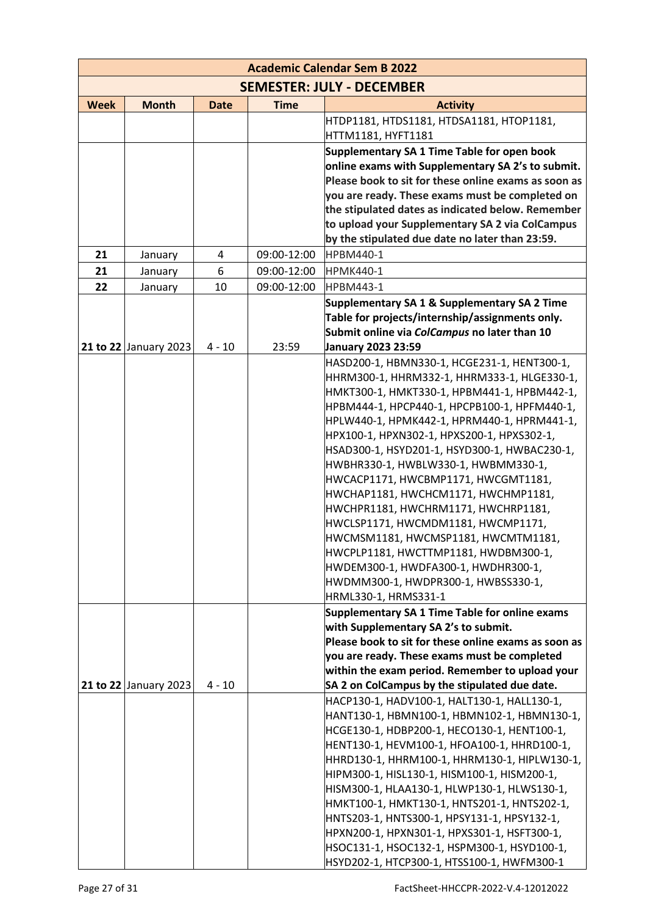| Academic Calendar Sem B 2022 | | | | |
|---|---|---|---|---|
| **SEMESTER: JULY - DECEMBER** | | | | |
| **Week** | **Month** | **Date** | **Time** | **Activity** |
| | | | | HTDP1181, HTDS1181, HTDSA1181, HTOP1181, HTTM1181, HYFT1181 |
| | | | | **Supplementary SA 1 Time Table for open book online exams with Supplementary SA 2's to submit. Please book to sit for these online exams as soon as you are ready. These exams must be completed on the stipulated dates as indicated below. Remember to upload your Supplementary SA 2 via ColCampus by the stipulated due date no later than 23:59.** |
| **21** | January | 4 | 09:00-12:00 | HPBM440-1 |
| **21** | January | 6 | 09:00-12:00 | HPMK440-1 |
| **22** | January | 10 | 09:00-12:00 | HPBM443-1 |
| **21 to 22** | January 2023 | 4 - 10 | 23:59 | **Supplementary SA 1 & Supplementary SA 2 Time Table for projects/internship/assignments only. Submit online via *ColCampus* no later than 10 January 2023 23:59** |
| | | | | HASD200-1, HBMN330-1, HCGE231-1, HENT300-1, HHRM300-1, HHRM332-1, HHRM333-1, HLGE330-1, HMKT300-1, HMKT330-1, HPBM441-1, HPBM442-1, HPBM444-1, HPCP440-1, HPCPB100-1, HPFM440-1, HPLW440-1, HPMK442-1, HPRM440-1, HPRM441-1, HPX100-1, HPXN302-1, HPXS200-1, HPXS302-1, HSAD300-1, HSYD201-1, HSYD300-1, HWBAC230-1, HWBHR330-1, HWBLW330-1, HWBMM330-1, HWCACP1171, HWCBMP1171, HWCGMT1181, HWCHAP1181, HWCHCM1171, HWCHMP1181, HWCHPR1181, HWCHRM1171, HWCHRP1181, HWCLSP1171, HWCMDM1181, HWCMP1171, HWCMSM1181, HWCMSP1181, HWCMTM1181, HWCPLP1181, HWCTTMP1181, HWDBM300-1, HWDEM300-1, HWDFA300-1, HWDHR300-1, HWDMM300-1, HWDPR300-1, HWBSS330-1, HRML330-1, HRMS331-1 |
| **21 to 22** | January 2023 | 4 - 10 | | **Supplementary SA 1 Time Table for online exams with Supplementary SA 2's to submit. Please book to sit for these online exams as soon as you are ready. These exams must be completed within the exam period. Remember to upload your SA 2 on ColCampus by the stipulated due date.** |
| | | | | HACP130-1, HADV100-1, HALT130-1, HALL130-1, HANT130-1, HBMN100-1, HBMN102-1, HBMN130-1, HCGE130-1, HDBP200-1, HECO130-1, HENT100-1, HENT130-1, HEVM100-1, HFOA100-1, HHRD100-1, HHRD130-1, HHRM100-1, HHRM130-1, HIPLW130-1, HIPM300-1, HISL130-1, HISM100-1, HISM200-1, HISM300-1, HLAA130-1, HLWP130-1, HLWS130-1, HMKT100-1, HMKT130-1, HNTS201-1, HNTS202-1, HNTS203-1, HNTS300-1, HPSY131-1, HPSY132-1, HPXN200-1, HPXN301-1, HPXS301-1, HSFT300-1, HSOC131-1, HSOC132-1, HSPM300-1, HSYD100-1, HSYD202-1, HTCP300-1, HTSS100-1, HWFM300-1 |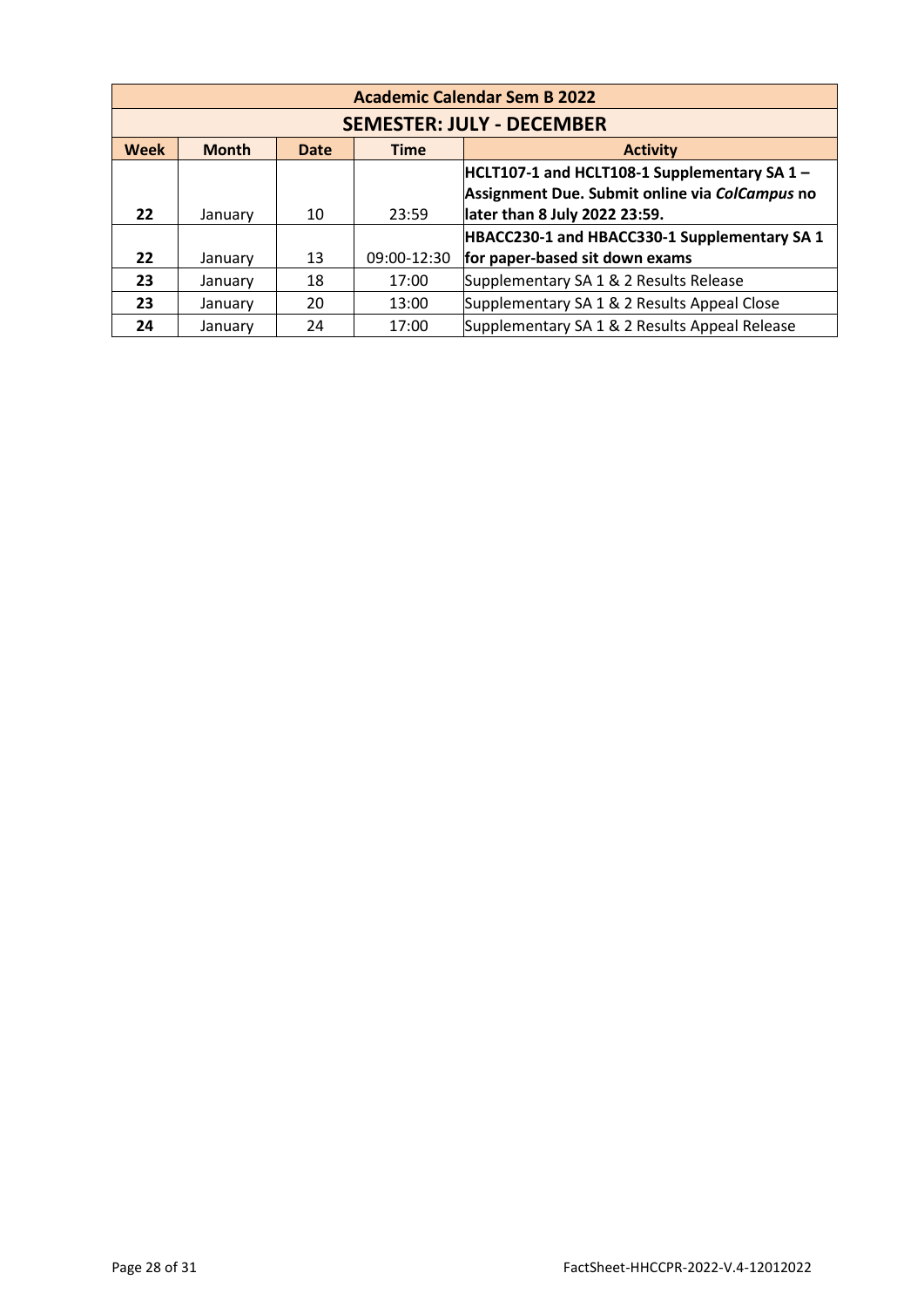| Academic Calendar Sem B 2022 | | | | |
|---|---|---|---|---|
| **SEMESTER: JULY - DECEMBER** | | | | |
| **Week** | **Month** | **Date** | **Time** | **Activity** |
| **22** | January | 10 | 23:59 | **HCLT107-1 and HCLT108-1 Supplementary SA 1 – Assignment Due. Submit online via *ColCampus* no later than 8 July 2022 23:59.** |
| **22** | January | 13 | 09:00-12:30 | **HBACC230-1 and HBACC330-1 Supplementary SA 1 for paper-based sit down exams** |
| **23** | January | 18 | 17:00 | Supplementary SA 1 & 2 Results Release |
| **23** | January | 20 | 13:00 | Supplementary SA 1 & 2 Results Appeal Close |
| **24** | January | 24 | 17:00 | Supplementary SA 1 & 2 Results Appeal Release |

FactSheet-HHCCPR-2022-V.4-12012022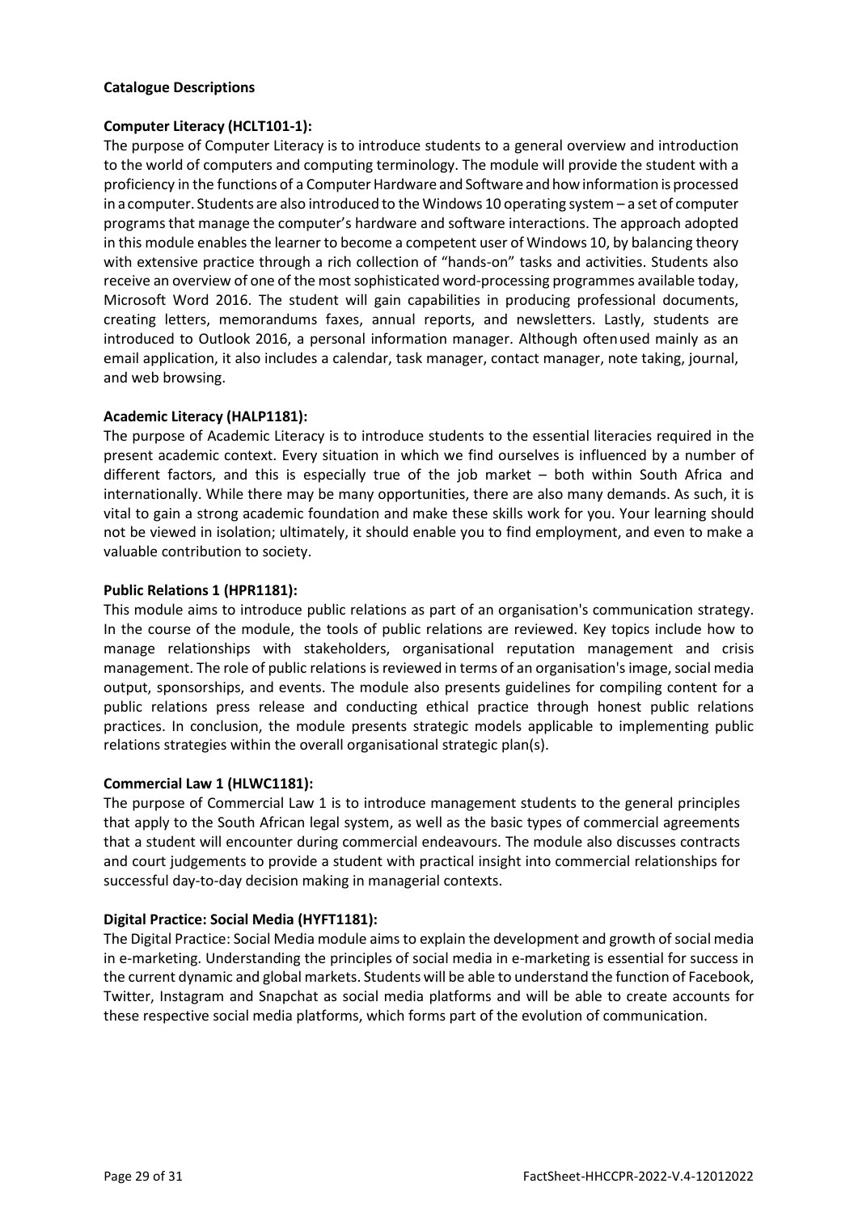**Catalogue Descriptions**

**Computer Literacy (HCLT101-1):**

The purpose of Computer Literacy is to introduce students to a general overview and introduction to the world of computers and computing terminology. The module will provide the student with a proficiency in the functions of a Computer Hardware and Software and how information is processed in a computer. Students are also introduced to the Windows 10 operating system – a set of computer programs that manage the computer's hardware and software interactions. The approach adopted in this module enables the learner to become a competent user of Windows 10, by balancing theory with extensive practice through a rich collection of "hands-on" tasks and activities. Students also receive an overview of one of the most sophisticated word-processing programmes available today, Microsoft Word 2016. The student will gain capabilities in producing professional documents, creating letters, memorandums faxes, annual reports, and newsletters. Lastly, students are introduced to Outlook 2016, a personal information manager. Although often used mainly as an email application, it also includes a calendar, task manager, contact manager, note taking, journal, and web browsing.

**Academic Literacy (HALP1181):**

The purpose of Academic Literacy is to introduce students to the essential literacies required in the present academic context. Every situation in which we find ourselves is influenced by a number of different factors, and this is especially true of the job market – both within South Africa and internationally. While there may be many opportunities, there are also many demands. As such, it is vital to gain a strong academic foundation and make these skills work for you. Your learning should not be viewed in isolation; ultimately, it should enable you to find employment, and even to make a valuable contribution to society.

**Public Relations 1 (HPR1181):**

This module aims to introduce public relations as part of an organisation's communication strategy. In the course of the module, the tools of public relations are reviewed. Key topics include how to manage relationships with stakeholders, organisational reputation management and crisis management. The role of public relations is reviewed in terms of an organisation's image, social media output, sponsorships, and events. The module also presents guidelines for compiling content for a public relations press release and conducting ethical practice through honest public relations practices. In conclusion, the module presents strategic models applicable to implementing public relations strategies within the overall organisational strategic plan(s).

**Commercial Law 1 (HLWC1181):**

The purpose of Commercial Law 1 is to introduce management students to the general principles that apply to the South African legal system, as well as the basic types of commercial agreements that a student will encounter during commercial endeavours. The module also discusses contracts and court judgements to provide a student with practical insight into commercial relationships for successful day-to-day decision making in managerial contexts.

**Digital Practice: Social Media (HYFT1181):**

The Digital Practice: Social Media module aims to explain the development and growth of social media in e-marketing. Understanding the principles of social media in e-marketing is essential for success in the current dynamic and global markets. Students will be able to understand the function of Facebook, Twitter, Instagram and Snapchat as social media platforms and will be able to create accounts for these respective social media platforms, which forms part of the evolution of communication.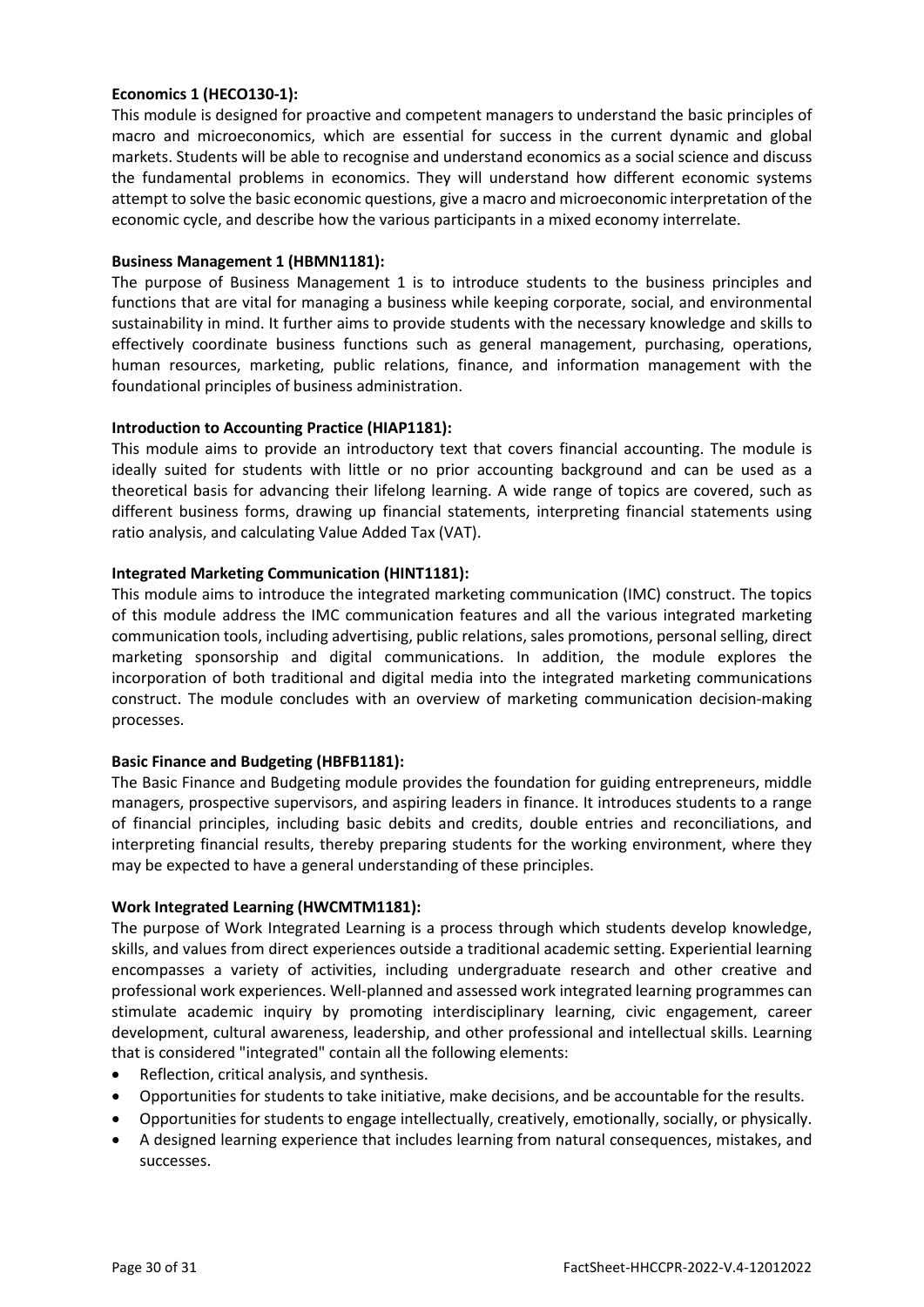**Economics 1 (HECO130-1):**

This module is designed for proactive and competent managers to understand the basic principles of macro and microeconomics, which are essential for success in the current dynamic and global markets. Students will be able to recognise and understand economics as a social science and discuss the fundamental problems in economics. They will understand how different economic systems attempt to solve the basic economic questions, give a macro and microeconomic interpretation of the economic cycle, and describe how the various participants in a mixed economy interrelate.

**Business Management 1 (HBMN1181):**

The purpose of Business Management 1 is to introduce students to the business principles and functions that are vital for managing a business while keeping corporate, social, and environmental sustainability in mind. It further aims to provide students with the necessary knowledge and skills to effectively coordinate business functions such as general management, purchasing, operations, human resources, marketing, public relations, finance, and information management with the foundational principles of business administration.

**Introduction to Accounting Practice (HIAP1181):**

This module aims to provide an introductory text that covers financial accounting. The module is ideally suited for students with little or no prior accounting background and can be used as a theoretical basis for advancing their lifelong learning. A wide range of topics are covered, such as different business forms, drawing up financial statements, interpreting financial statements using ratio analysis, and calculating Value Added Tax (VAT).

**Integrated Marketing Communication (HINT1181):**

This module aims to introduce the integrated marketing communication (IMC) construct. The topics of this module address the IMC communication features and all the various integrated marketing communication tools, including advertising, public relations, sales promotions, personal selling, direct marketing sponsorship and digital communications. In addition, the module explores the incorporation of both traditional and digital media into the integrated marketing communications construct. The module concludes with an overview of marketing communication decision-making processes.

**Basic Finance and Budgeting (HBFB1181):**

The Basic Finance and Budgeting module provides the foundation for guiding entrepreneurs, middle managers, prospective supervisors, and aspiring leaders in finance. It introduces students to a range of financial principles, including basic debits and credits, double entries and reconciliations, and interpreting financial results, thereby preparing students for the working environment, where they may be expected to have a general understanding of these principles.

**Work Integrated Learning (HWCMTM1181):**

The purpose of Work Integrated Learning is a process through which students develop knowledge, skills, and values from direct experiences outside a traditional academic setting. Experiential learning encompasses a variety of activities, including undergraduate research and other creative and professional work experiences. Well-planned and assessed work integrated learning programmes can stimulate academic inquiry by promoting interdisciplinary learning, civic engagement, career development, cultural awareness, leadership, and other professional and intellectual skills. Learning that is considered "integrated" contain all the following elements:

- Reflection, critical analysis, and synthesis.
- Opportunities for students to take initiative, make decisions, and be accountable for the results.
- Opportunities for students to engage intellectually, creatively, emotionally, socially, or physically.
- A designed learning experience that includes learning from natural consequences, mistakes, and successes.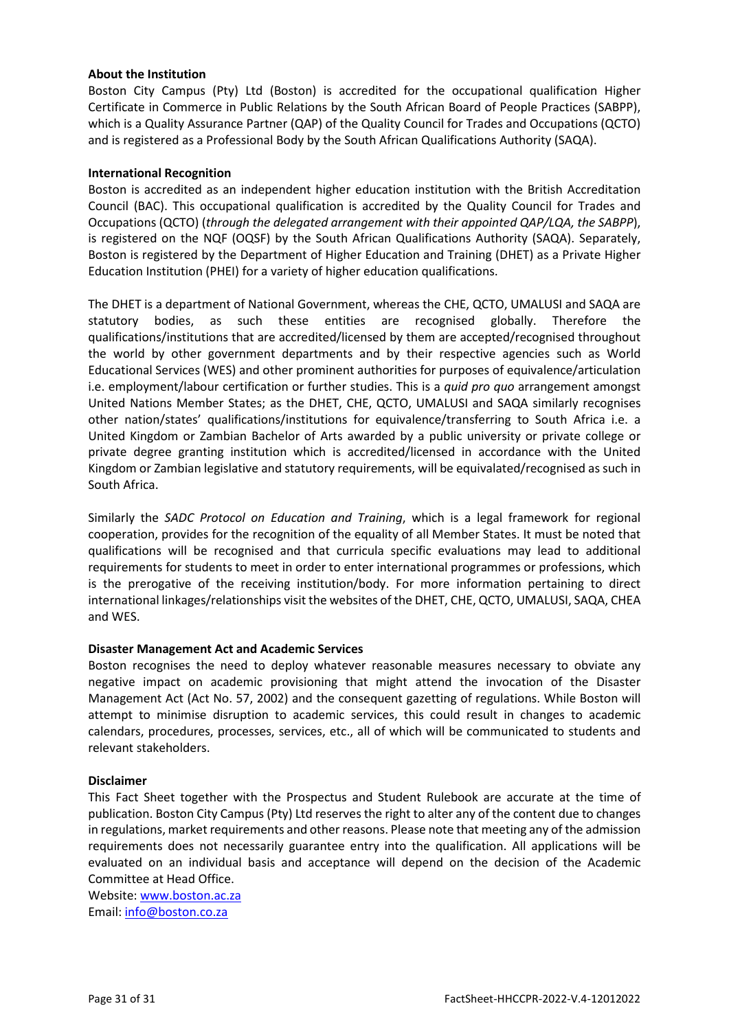**About the Institution**

Boston City Campus (Pty) Ltd (Boston) is accredited for the occupational qualification Higher Certificate in Commerce in Public Relations by the South African Board of People Practices (SABPP), which is a Quality Assurance Partner (QAP) of the Quality Council for Trades and Occupations (QCTO) and is registered as a Professional Body by the South African Qualifications Authority (SAQA).

**International Recognition**

Boston is accredited as an independent higher education institution with the British Accreditation Council (BAC). This occupational qualification is accredited by the Quality Council for Trades and Occupations (QCTO) (*through the delegated arrangement with their appointed QAP/LQA, the SABPP*), is registered on the NQF (OQSF) by the South African Qualifications Authority (SAQA). Separately, Boston is registered by the Department of Higher Education and Training (DHET) as a Private Higher Education Institution (PHEI) for a variety of higher education qualifications.

The DHET is a department of National Government, whereas the CHE, QCTO, UMALUSI and SAQA are statutory bodies, as such these entities are recognised globally. Therefore the qualifications/institutions that are accredited/licensed by them are accepted/recognised throughout the world by other government departments and by their respective agencies such as World Educational Services (WES) and other prominent authorities for purposes of equivalence/articulation i.e. employment/labour certification or further studies. This is a *quid pro quo* arrangement amongst United Nations Member States; as the DHET, CHE, QCTO, UMALUSI and SAQA similarly recognises other nation/states' qualifications/institutions for equivalence/transferring to South Africa i.e. a United Kingdom or Zambian Bachelor of Arts awarded by a public university or private college or private degree granting institution which is accredited/licensed in accordance with the United Kingdom or Zambian legislative and statutory requirements, will be equivalated/recognised as such in South Africa.

Similarly the *SADC Protocol on Education and Training*, which is a legal framework for regional cooperation, provides for the recognition of the equality of all Member States. It must be noted that qualifications will be recognised and that curricula specific evaluations may lead to additional requirements for students to meet in order to enter international programmes or professions, which is the prerogative of the receiving institution/body. For more information pertaining to direct international linkages/relationships visit the websites of the DHET, CHE, QCTO, UMALUSI, SAQA, CHEA and WES.

**Disaster Management Act and Academic Services**

Boston recognises the need to deploy whatever reasonable measures necessary to obviate any negative impact on academic provisioning that might attend the invocation of the Disaster Management Act (Act No. 57, 2002) and the consequent gazetting of regulations. While Boston will attempt to minimise disruption to academic services, this could result in changes to academic calendars, procedures, processes, services, etc., all of which will be communicated to students and relevant stakeholders.

**Disclaimer**

This Fact Sheet together with the Prospectus and Student Rulebook are accurate at the time of publication. Boston City Campus (Pty) Ltd reserves the right to alter any of the content due to changes in regulations, market requirements and other reasons. Please note that meeting any of the admission requirements does not necessarily guarantee entry into the qualification. All applications will be evaluated on an individual basis and acceptance will depend on the decision of the Academic Committee at Head Office.

Website: www.boston.ac.za
Email: info@boston.co.za